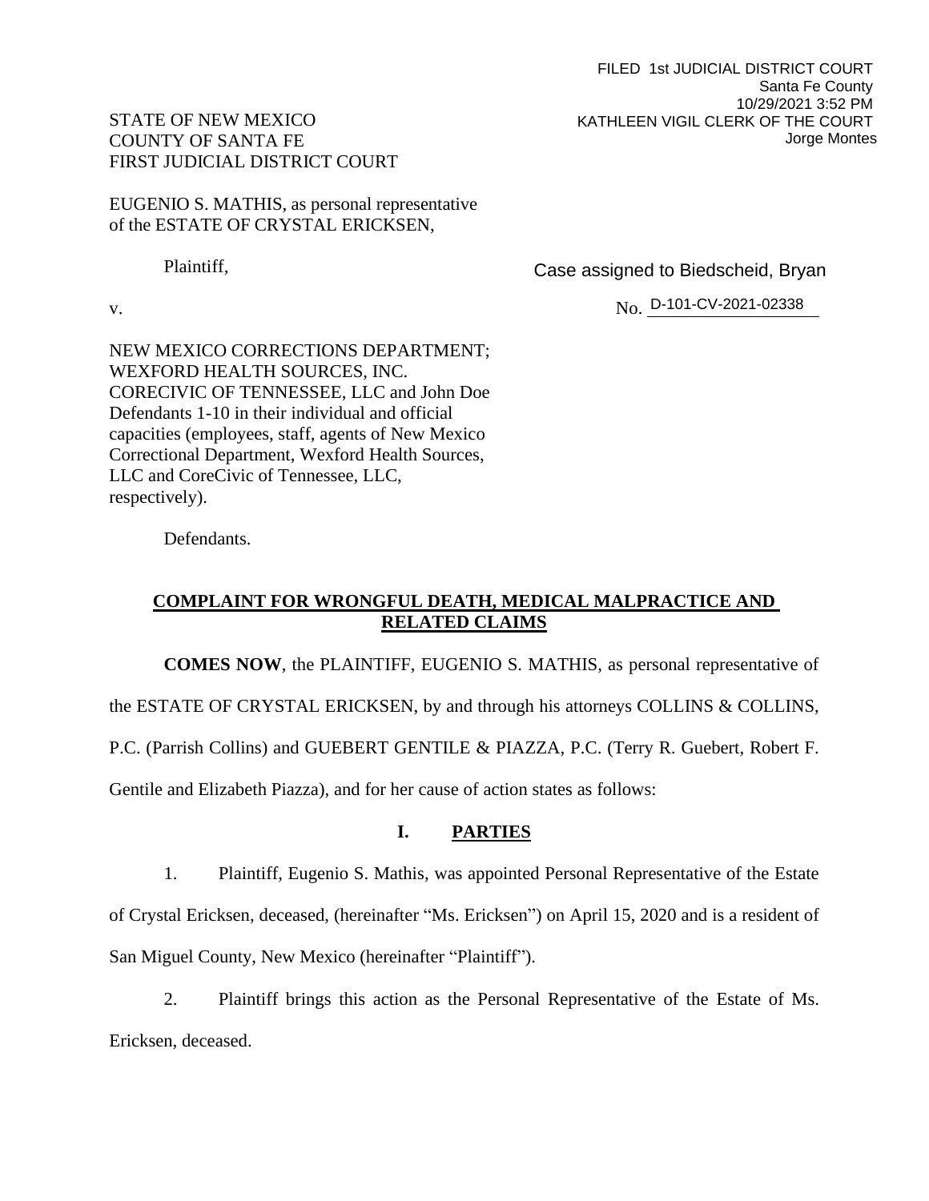FILED 1st JUDICIAL DISTRICT COURT
Santa Fe County
10/29/2021 3:52 PM
KATHLEEN VIGIL CLERK OF THE COURT
Jorge Montes

STATE OF NEW MEXICO
COUNTY OF SANTA FE
FIRST JUDICIAL DISTRICT COURT

EUGENIO S. MATHIS, as personal representative of the ESTATE OF CRYSTAL ERICKSEN,

Plaintiff,

Case assigned to Biedscheid, Bryan

v.

No. D-101-CV-2021-02338

NEW MEXICO CORRECTIONS DEPARTMENT; WEXFORD HEALTH SOURCES, INC. CORECIVIC OF TENNESSEE, LLC and John Doe Defendants 1-10 in their individual and official capacities (employees, staff, agents of New Mexico Correctional Department, Wexford Health Sources, LLC and CoreCivic of Tennessee, LLC, respectively).

Defendants.

## COMPLAINT FOR WRONGFUL DEATH, MEDICAL MALPRACTICE AND RELATED CLAIMS

**COMES NOW**, the PLAINTIFF, EUGENIO S. MATHIS, as personal representative of the ESTATE OF CRYSTAL ERICKSEN, by and through his attorneys COLLINS & COLLINS, P.C. (Parrish Collins) and GUEBERT GENTILE & PIAZZA, P.C. (Terry R. Guebert, Robert F. Gentile and Elizabeth Piazza), and for her cause of action states as follows:

### I. PARTIES

1. Plaintiff, Eugenio S. Mathis, was appointed Personal Representative of the Estate of Crystal Ericksen, deceased, (hereinafter "Ms. Ericksen") on April 15, 2020 and is a resident of San Miguel County, New Mexico (hereinafter "Plaintiff").

2. Plaintiff brings this action as the Personal Representative of the Estate of Ms. Ericksen, deceased.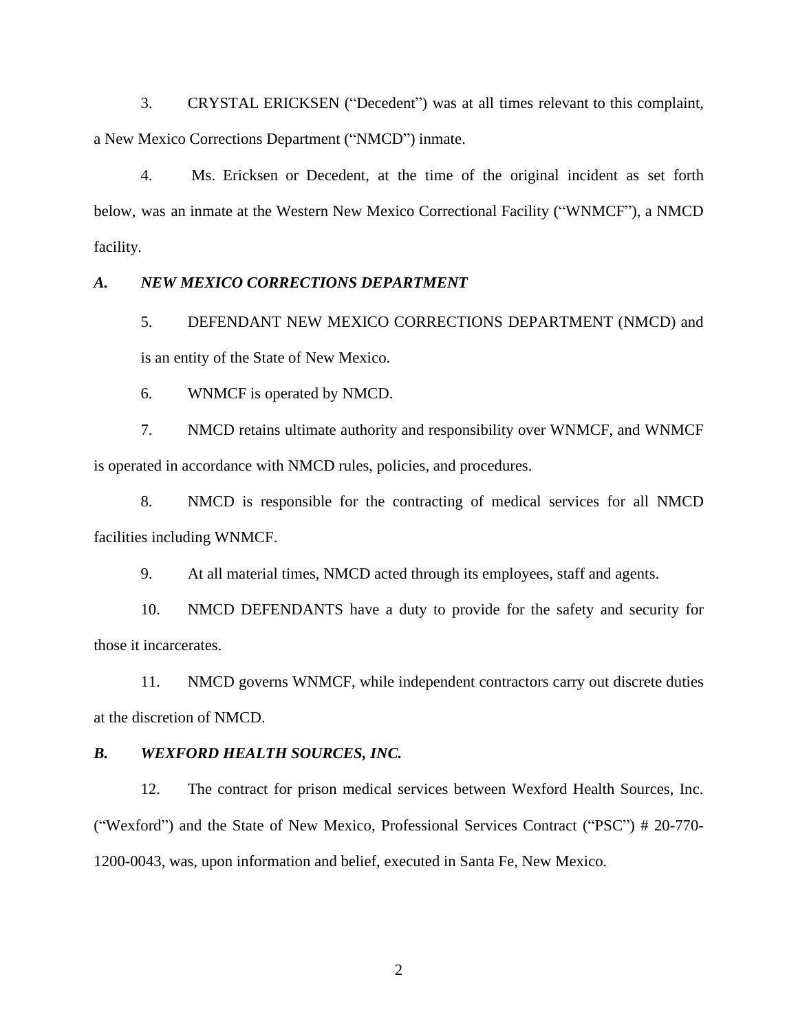3. CRYSTAL ERICKSEN ("Decedent") was at all times relevant to this complaint, a New Mexico Corrections Department ("NMCD") inmate.

4. Ms. Ericksen or Decedent, at the time of the original incident as set forth below, was an inmate at the Western New Mexico Correctional Facility ("WNMCF"), a NMCD facility.

### *A. NEW MEXICO CORRECTIONS DEPARTMENT*

5. DEFENDANT NEW MEXICO CORRECTIONS DEPARTMENT (NMCD) and is an entity of the State of New Mexico.

6. WNMCF is operated by NMCD.

7. NMCD retains ultimate authority and responsibility over WNMCF, and WNMCF is operated in accordance with NMCD rules, policies, and procedures.

8. NMCD is responsible for the contracting of medical services for all NMCD facilities including WNMCF.

9. At all material times, NMCD acted through its employees, staff and agents.

10. NMCD DEFENDANTS have a duty to provide for the safety and security for those it incarcerates.

11. NMCD governs WNMCF, while independent contractors carry out discrete duties at the discretion of NMCD.

### *B. WEXFORD HEALTH SOURCES, INC.*

12. The contract for prison medical services between Wexford Health Sources, Inc. ("Wexford") and the State of New Mexico, Professional Services Contract ("PSC") # 20-770-1200-0043, was, upon information and belief, executed in Santa Fe, New Mexico.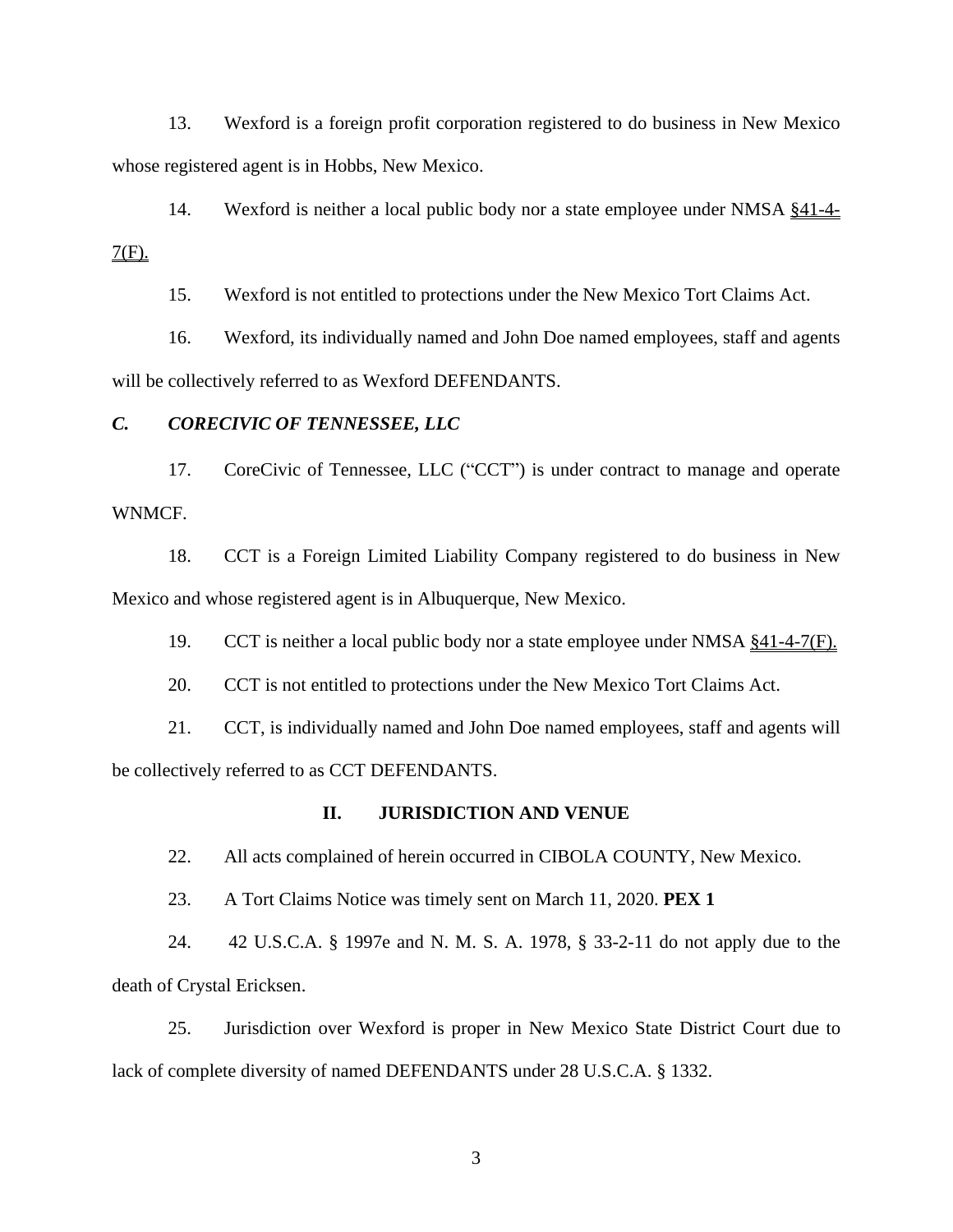13. Wexford is a foreign profit corporation registered to do business in New Mexico whose registered agent is in Hobbs, New Mexico.

14. Wexford is neither a local public body nor a state employee under NMSA §41-4-7(F).

15. Wexford is not entitled to protections under the New Mexico Tort Claims Act.

16. Wexford, its individually named and John Doe named employees, staff and agents will be collectively referred to as Wexford DEFENDANTS.

### *C. CORECIVIC OF TENNESSEE, LLC*

17. CoreCivic of Tennessee, LLC ("CCT") is under contract to manage and operate WNMCF.

18. CCT is a Foreign Limited Liability Company registered to do business in New Mexico and whose registered agent is in Albuquerque, New Mexico.

19. CCT is neither a local public body nor a state employee under NMSA §41-4-7(F).

20. CCT is not entitled to protections under the New Mexico Tort Claims Act.

21. CCT, is individually named and John Doe named employees, staff and agents will be collectively referred to as CCT DEFENDANTS.

## II. JURISDICTION AND VENUE

22. All acts complained of herein occurred in CIBOLA COUNTY, New Mexico.

23. A Tort Claims Notice was timely sent on March 11, 2020. **PEX 1**

24. 42 U.S.C.A. § 1997e and N. M. S. A. 1978, § 33-2-11 do not apply due to the death of Crystal Ericksen.

25. Jurisdiction over Wexford is proper in New Mexico State District Court due to lack of complete diversity of named DEFENDANTS under 28 U.S.C.A. § 1332.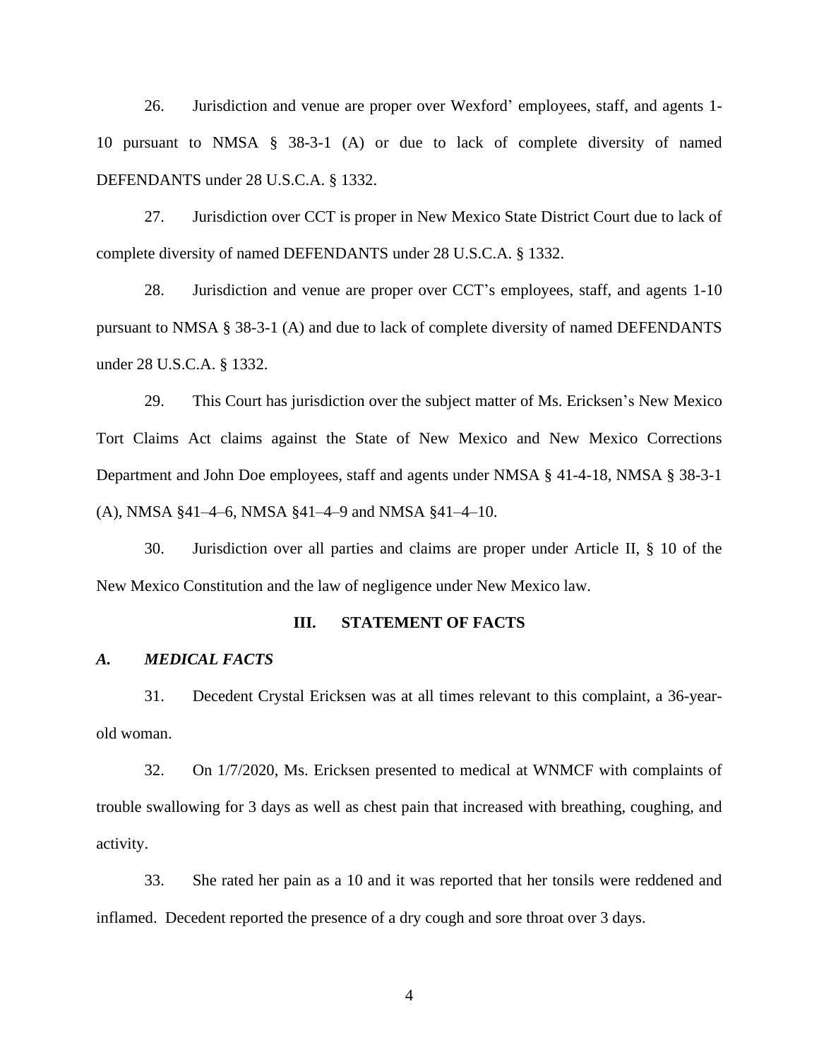26. Jurisdiction and venue are proper over Wexford' employees, staff, and agents 1-10 pursuant to NMSA § 38-3-1 (A) or due to lack of complete diversity of named DEFENDANTS under 28 U.S.C.A. § 1332.

27. Jurisdiction over CCT is proper in New Mexico State District Court due to lack of complete diversity of named DEFENDANTS under 28 U.S.C.A. § 1332.

28. Jurisdiction and venue are proper over CCT's employees, staff, and agents 1-10 pursuant to NMSA § 38-3-1 (A) and due to lack of complete diversity of named DEFENDANTS under 28 U.S.C.A. § 1332.

29. This Court has jurisdiction over the subject matter of Ms. Ericksen's New Mexico Tort Claims Act claims against the State of New Mexico and New Mexico Corrections Department and John Doe employees, staff and agents under NMSA § 41-4-18, NMSA § 38-3-1 (A), NMSA §41–4–6, NMSA §41–4–9 and NMSA §41–4–10.

30. Jurisdiction over all parties and claims are proper under Article II, § 10 of the New Mexico Constitution and the law of negligence under New Mexico law.

## III. STATEMENT OF FACTS

### *A. MEDICAL FACTS*

31. Decedent Crystal Ericksen was at all times relevant to this complaint, a 36-year-old woman.

32. On 1/7/2020, Ms. Ericksen presented to medical at WNMCF with complaints of trouble swallowing for 3 days as well as chest pain that increased with breathing, coughing, and activity.

33. She rated her pain as a 10 and it was reported that her tonsils were reddened and inflamed. Decedent reported the presence of a dry cough and sore throat over 3 days.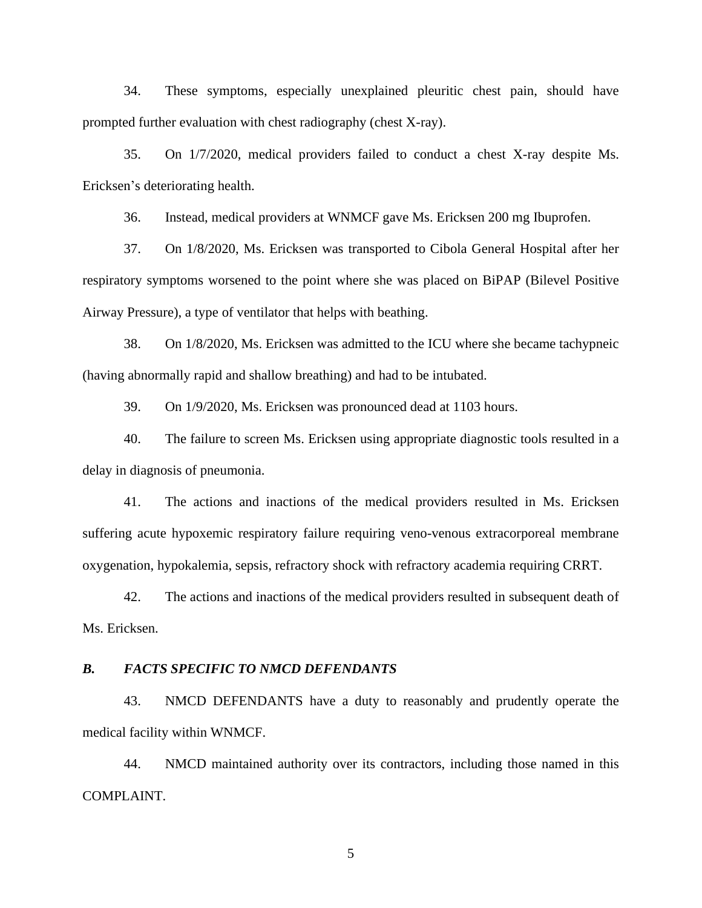34. These symptoms, especially unexplained pleuritic chest pain, should have prompted further evaluation with chest radiography (chest X-ray).

35. On 1/7/2020, medical providers failed to conduct a chest X-ray despite Ms. Ericksen's deteriorating health.

36. Instead, medical providers at WNMCF gave Ms. Ericksen 200 mg Ibuprofen.

37. On 1/8/2020, Ms. Ericksen was transported to Cibola General Hospital after her respiratory symptoms worsened to the point where she was placed on BiPAP (Bilevel Positive Airway Pressure), a type of ventilator that helps with beathing.

38. On 1/8/2020, Ms. Ericksen was admitted to the ICU where she became tachypneic (having abnormally rapid and shallow breathing) and had to be intubated.

39. On 1/9/2020, Ms. Ericksen was pronounced dead at 1103 hours.

40. The failure to screen Ms. Ericksen using appropriate diagnostic tools resulted in a delay in diagnosis of pneumonia.

41. The actions and inactions of the medical providers resulted in Ms. Ericksen suffering acute hypoxemic respiratory failure requiring veno-venous extracorporeal membrane oxygenation, hypokalemia, sepsis, refractory shock with refractory academia requiring CRRT.

42. The actions and inactions of the medical providers resulted in subsequent death of Ms. Ericksen.

### *B. FACTS SPECIFIC TO NMCD DEFENDANTS*

43. NMCD DEFENDANTS have a duty to reasonably and prudently operate the medical facility within WNMCF.

44. NMCD maintained authority over its contractors, including those named in this COMPLAINT.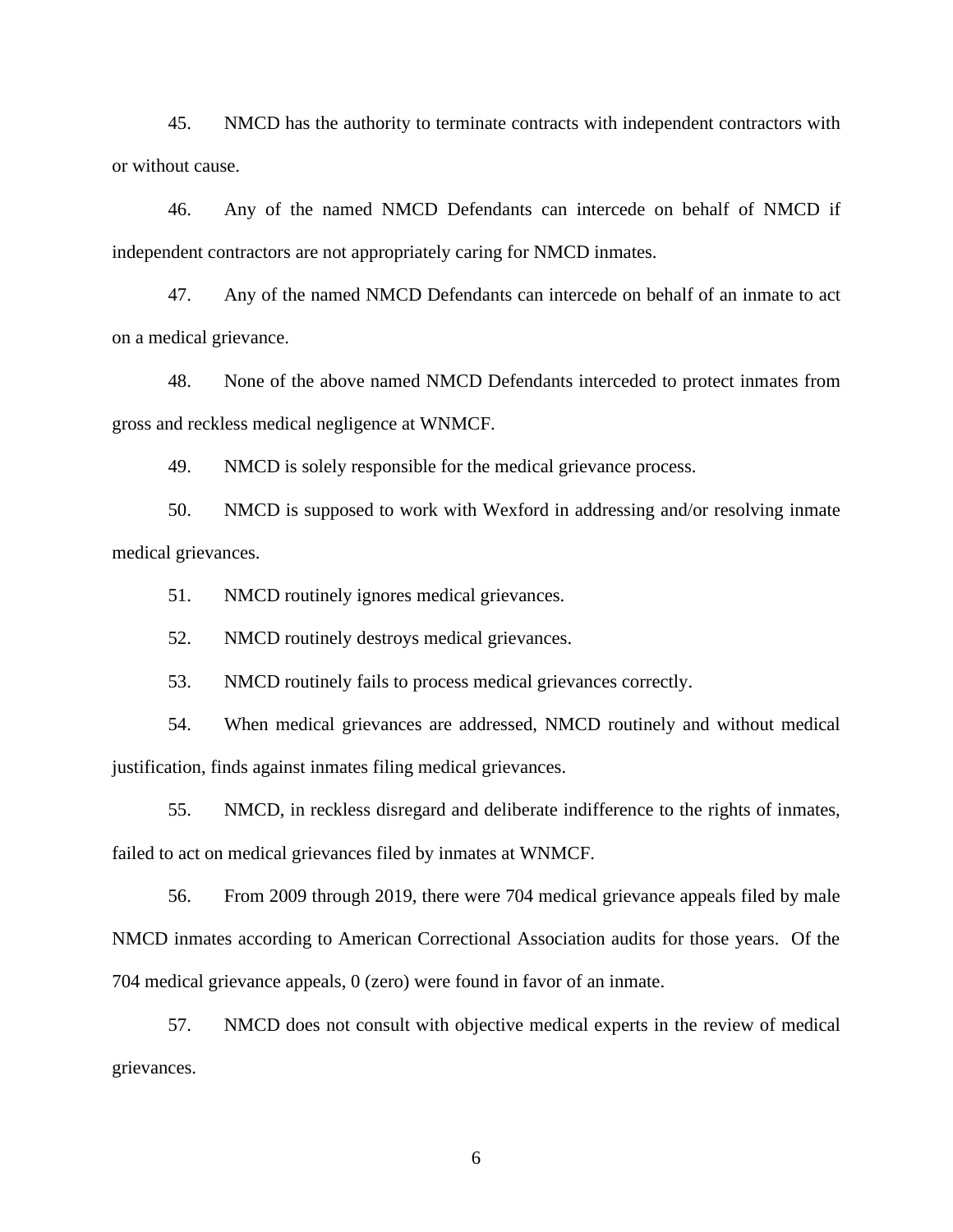45. NMCD has the authority to terminate contracts with independent contractors with or without cause.

46. Any of the named NMCD Defendants can intercede on behalf of NMCD if independent contractors are not appropriately caring for NMCD inmates.

47. Any of the named NMCD Defendants can intercede on behalf of an inmate to act on a medical grievance.

48. None of the above named NMCD Defendants interceded to protect inmates from gross and reckless medical negligence at WNMCF.

49. NMCD is solely responsible for the medical grievance process.

50. NMCD is supposed to work with Wexford in addressing and/or resolving inmate medical grievances.

51. NMCD routinely ignores medical grievances.

52. NMCD routinely destroys medical grievances.

53. NMCD routinely fails to process medical grievances correctly.

54. When medical grievances are addressed, NMCD routinely and without medical justification, finds against inmates filing medical grievances.

55. NMCD, in reckless disregard and deliberate indifference to the rights of inmates, failed to act on medical grievances filed by inmates at WNMCF.

56. From 2009 through 2019, there were 704 medical grievance appeals filed by male NMCD inmates according to American Correctional Association audits for those years. Of the 704 medical grievance appeals, 0 (zero) were found in favor of an inmate.

57. NMCD does not consult with objective medical experts in the review of medical grievances.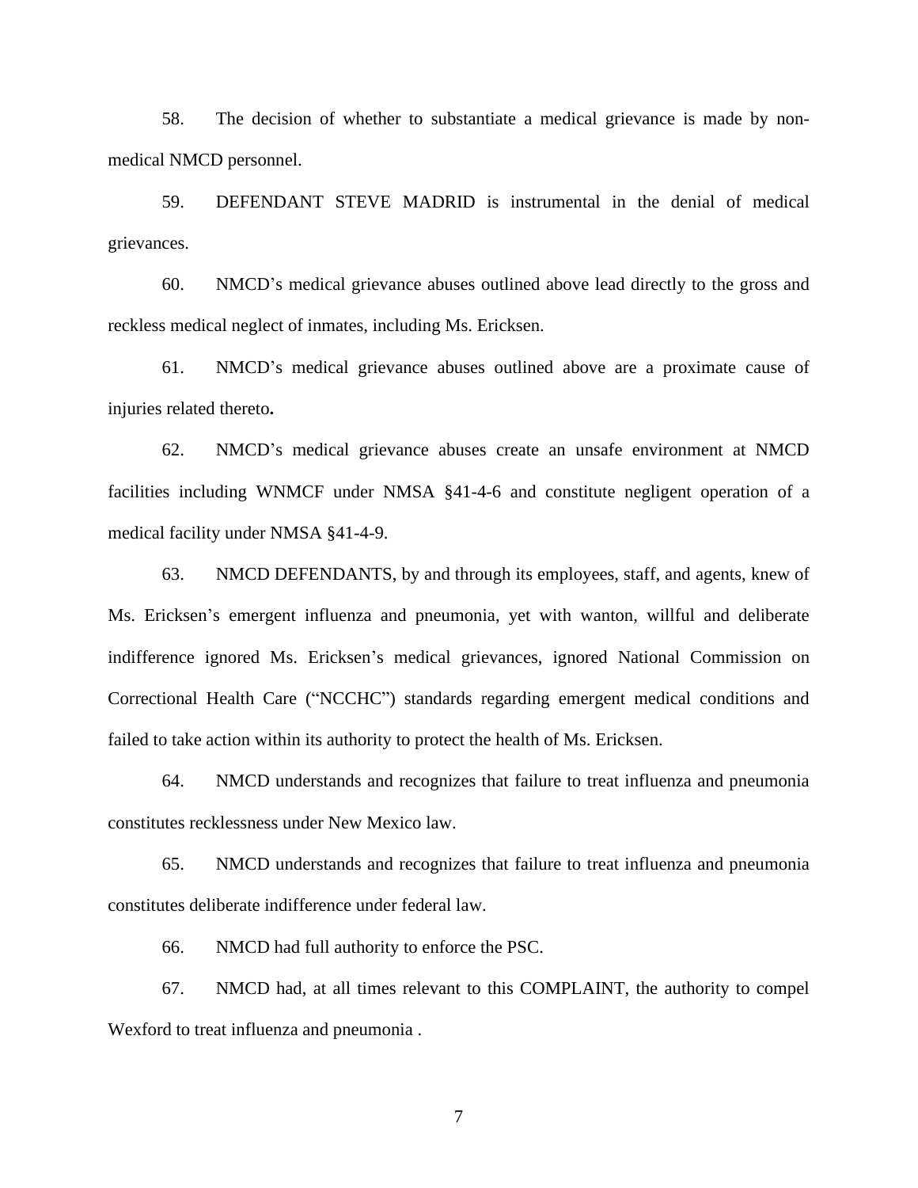58. The decision of whether to substantiate a medical grievance is made by non-medical NMCD personnel.

59. DEFENDANT STEVE MADRID is instrumental in the denial of medical grievances.

60. NMCD's medical grievance abuses outlined above lead directly to the gross and reckless medical neglect of inmates, including Ms. Ericksen.

61. NMCD's medical grievance abuses outlined above are a proximate cause of injuries related thereto**.**

62. NMCD's medical grievance abuses create an unsafe environment at NMCD facilities including WNMCF under NMSA §41-4-6 and constitute negligent operation of a medical facility under NMSA §41-4-9.

63. NMCD DEFENDANTS, by and through its employees, staff, and agents, knew of Ms. Ericksen's emergent influenza and pneumonia, yet with wanton, willful and deliberate indifference ignored Ms. Ericksen's medical grievances, ignored National Commission on Correctional Health Care ("NCCHC") standards regarding emergent medical conditions and failed to take action within its authority to protect the health of Ms. Ericksen.

64. NMCD understands and recognizes that failure to treat influenza and pneumonia constitutes recklessness under New Mexico law.

65. NMCD understands and recognizes that failure to treat influenza and pneumonia constitutes deliberate indifference under federal law.

66. NMCD had full authority to enforce the PSC.

67. NMCD had, at all times relevant to this COMPLAINT, the authority to compel Wexford to treat influenza and pneumonia .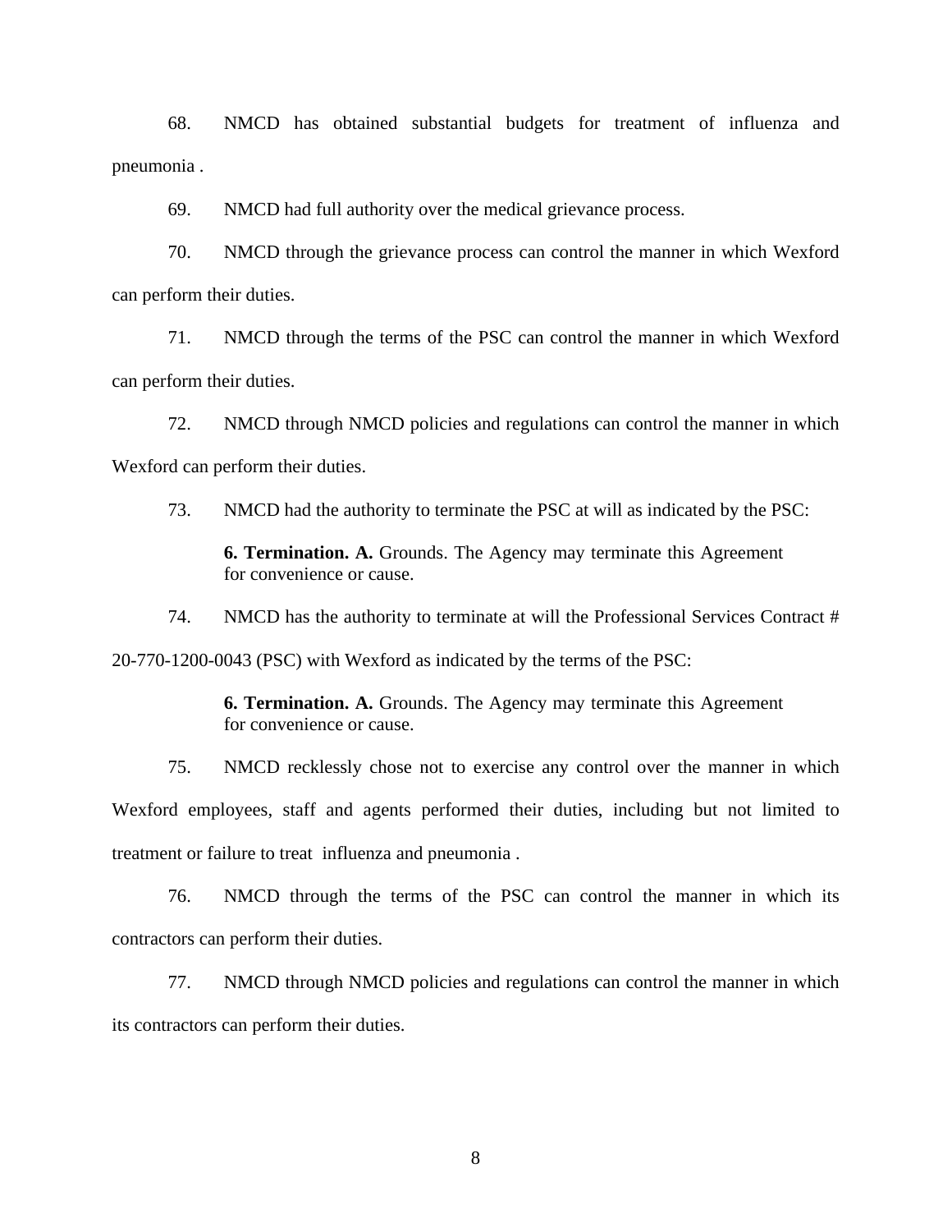68. NMCD has obtained substantial budgets for treatment of influenza and pneumonia .

69. NMCD had full authority over the medical grievance process.

70. NMCD through the grievance process can control the manner in which Wexford can perform their duties.

71. NMCD through the terms of the PSC can control the manner in which Wexford can perform their duties.

72. NMCD through NMCD policies and regulations can control the manner in which Wexford can perform their duties.

73. NMCD had the authority to terminate the PSC at will as indicated by the PSC:

> **6. Termination. A.** Grounds. The Agency may terminate this Agreement for convenience or cause.

74. NMCD has the authority to terminate at will the Professional Services Contract # 20-770-1200-0043 (PSC) with Wexford as indicated by the terms of the PSC:

> **6. Termination. A.** Grounds. The Agency may terminate this Agreement for convenience or cause.

75. NMCD recklessly chose not to exercise any control over the manner in which Wexford employees, staff and agents performed their duties, including but not limited to treatment or failure to treat influenza and pneumonia .

76. NMCD through the terms of the PSC can control the manner in which its contractors can perform their duties.

77. NMCD through NMCD policies and regulations can control the manner in which its contractors can perform their duties.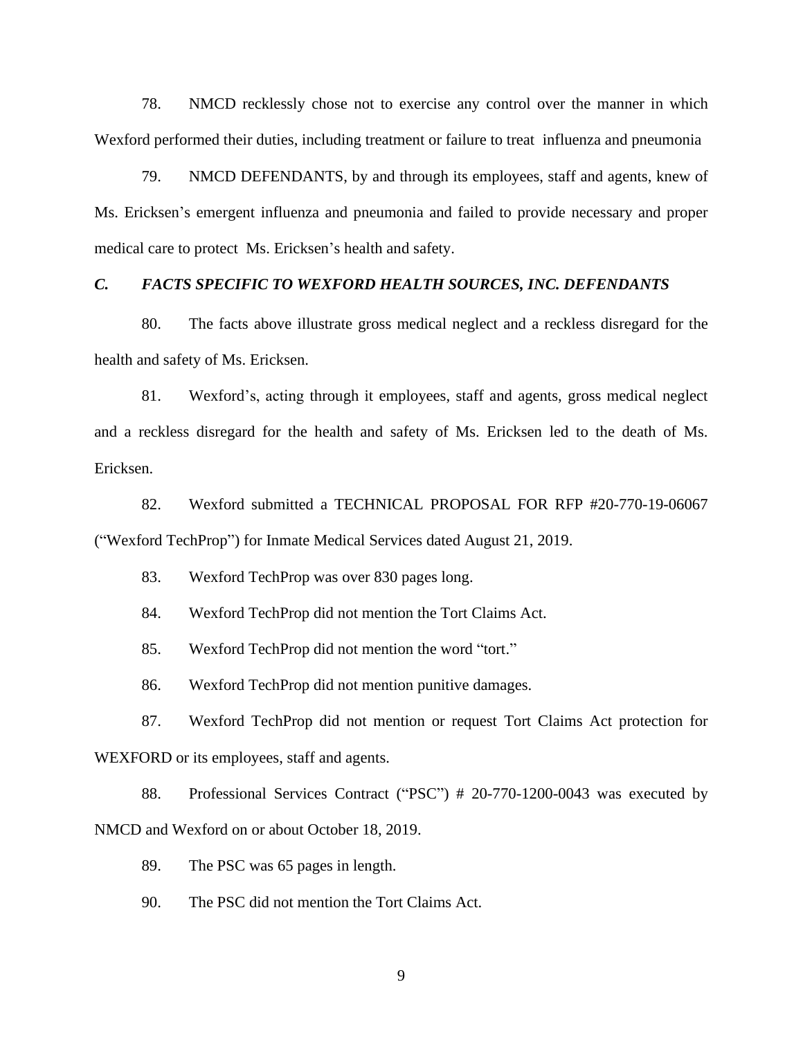78. NMCD recklessly chose not to exercise any control over the manner in which Wexford performed their duties, including treatment or failure to treat influenza and pneumonia

79. NMCD DEFENDANTS, by and through its employees, staff and agents, knew of Ms. Ericksen's emergent influenza and pneumonia and failed to provide necessary and proper medical care to protect Ms. Ericksen's health and safety.

### *C. FACTS SPECIFIC TO WEXFORD HEALTH SOURCES, INC. DEFENDANTS*

80. The facts above illustrate gross medical neglect and a reckless disregard for the health and safety of Ms. Ericksen.

81. Wexford's, acting through it employees, staff and agents, gross medical neglect and a reckless disregard for the health and safety of Ms. Ericksen led to the death of Ms. Ericksen.

82. Wexford submitted a TECHNICAL PROPOSAL FOR RFP #20-770-19-06067 ("Wexford TechProp") for Inmate Medical Services dated August 21, 2019.

83. Wexford TechProp was over 830 pages long.

84. Wexford TechProp did not mention the Tort Claims Act.

85. Wexford TechProp did not mention the word "tort."

86. Wexford TechProp did not mention punitive damages.

87. Wexford TechProp did not mention or request Tort Claims Act protection for WEXFORD or its employees, staff and agents.

88. Professional Services Contract ("PSC") # 20-770-1200-0043 was executed by NMCD and Wexford on or about October 18, 2019.

89. The PSC was 65 pages in length.

90. The PSC did not mention the Tort Claims Act.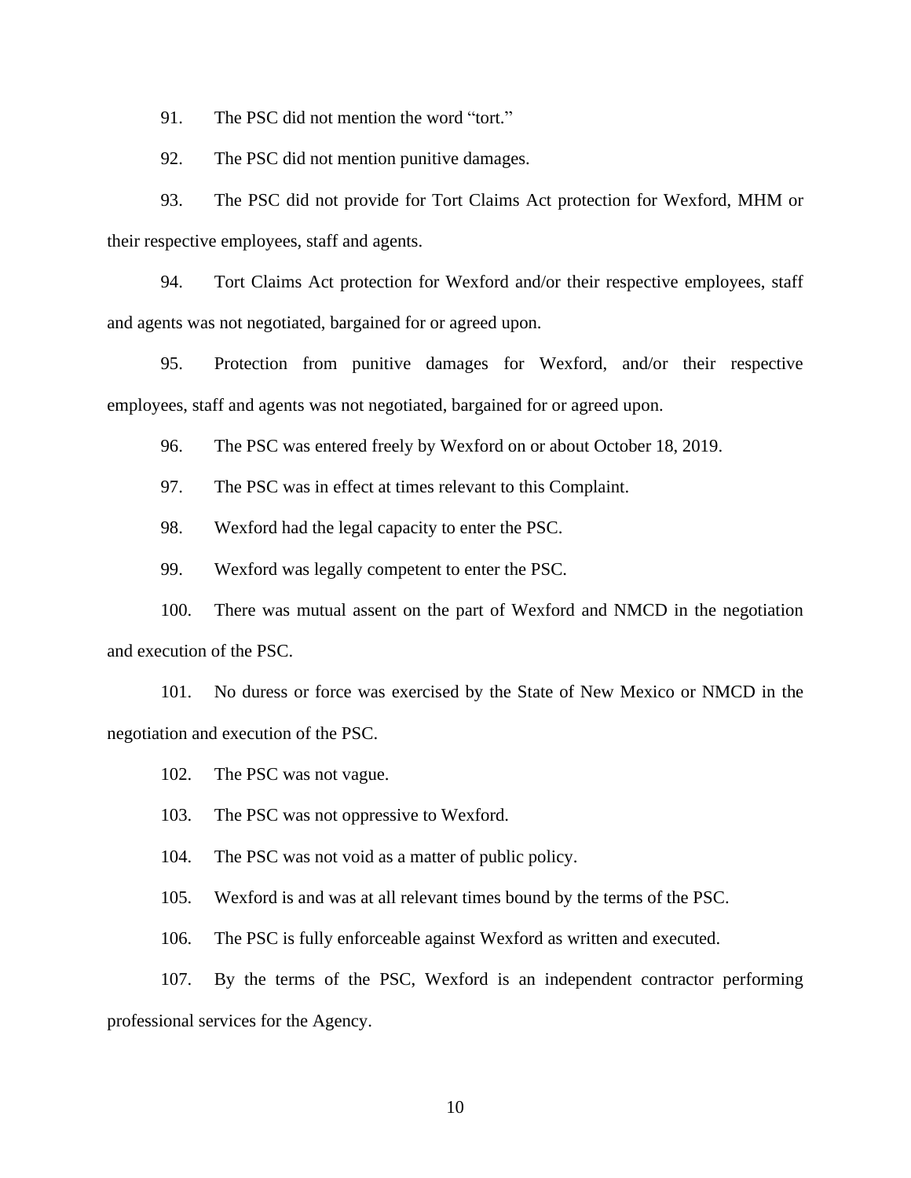91. The PSC did not mention the word "tort."

92. The PSC did not mention punitive damages.

93. The PSC did not provide for Tort Claims Act protection for Wexford, MHM or their respective employees, staff and agents.

94. Tort Claims Act protection for Wexford and/or their respective employees, staff and agents was not negotiated, bargained for or agreed upon.

95. Protection from punitive damages for Wexford, and/or their respective employees, staff and agents was not negotiated, bargained for or agreed upon.

96. The PSC was entered freely by Wexford on or about October 18, 2019.

97. The PSC was in effect at times relevant to this Complaint.

98. Wexford had the legal capacity to enter the PSC.

99. Wexford was legally competent to enter the PSC.

100. There was mutual assent on the part of Wexford and NMCD in the negotiation and execution of the PSC.

101. No duress or force was exercised by the State of New Mexico or NMCD in the negotiation and execution of the PSC.

102. The PSC was not vague.

103. The PSC was not oppressive to Wexford.

104. The PSC was not void as a matter of public policy.

105. Wexford is and was at all relevant times bound by the terms of the PSC.

106. The PSC is fully enforceable against Wexford as written and executed.

107. By the terms of the PSC, Wexford is an independent contractor performing professional services for the Agency.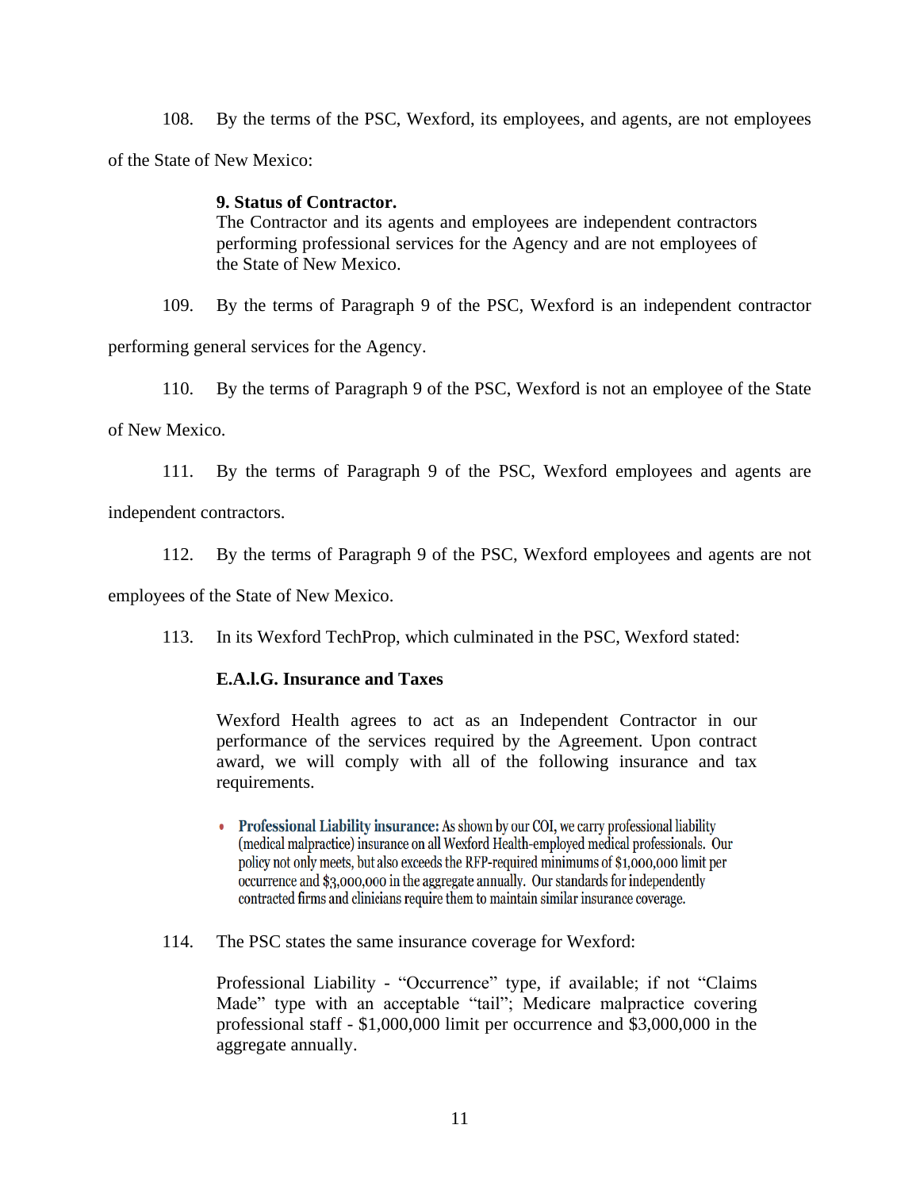108. By the terms of the PSC, Wexford, its employees, and agents, are not employees of the State of New Mexico:

> **9. Status of Contractor.**
> The Contractor and its agents and employees are independent contractors performing professional services for the Agency and are not employees of the State of New Mexico.

109. By the terms of Paragraph 9 of the PSC, Wexford is an independent contractor performing general services for the Agency.

110. By the terms of Paragraph 9 of the PSC, Wexford is not an employee of the State of New Mexico.

111. By the terms of Paragraph 9 of the PSC, Wexford employees and agents are independent contractors.

112. By the terms of Paragraph 9 of the PSC, Wexford employees and agents are not employees of the State of New Mexico.

113. In its Wexford TechProp, which culminated in the PSC, Wexford stated:

> **E.A.l.G. Insurance and Taxes**
>
> Wexford Health agrees to act as an Independent Contractor in our performance of the services required by the Agreement. Upon contract award, we will comply with all of the following insurance and tax requirements.
>
> - **Professional Liability insurance:** As shown by our COI, we carry professional liability (medical malpractice) insurance on all Wexford Health-employed medical professionals. Our policy not only meets, but also exceeds the RFP-required minimums of $1,000,000 limit per occurrence and $3,000,000 in the aggregate annually. Our standards for independently contracted firms and clinicians require them to maintain similar insurance coverage.

114. The PSC states the same insurance coverage for Wexford:

> Professional Liability - "Occurrence" type, if available; if not "Claims Made" type with an acceptable "tail"; Medicare malpractice covering professional staff - $1,000,000 limit per occurrence and $3,000,000 in the aggregate annually.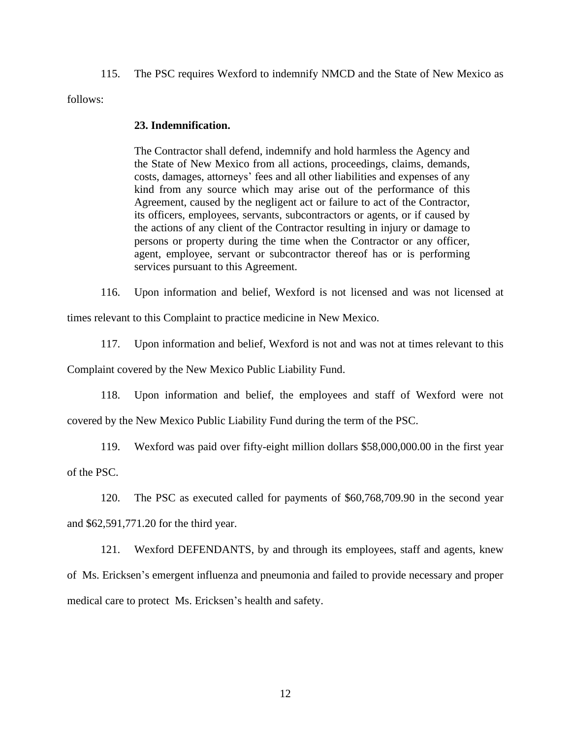115. The PSC requires Wexford to indemnify NMCD and the State of New Mexico as follows:

> **23. Indemnification.**
>
> The Contractor shall defend, indemnify and hold harmless the Agency and the State of New Mexico from all actions, proceedings, claims, demands, costs, damages, attorneys' fees and all other liabilities and expenses of any kind from any source which may arise out of the performance of this Agreement, caused by the negligent act or failure to act of the Contractor, its officers, employees, servants, subcontractors or agents, or if caused by the actions of any client of the Contractor resulting in injury or damage to persons or property during the time when the Contractor or any officer, agent, employee, servant or subcontractor thereof has or is performing services pursuant to this Agreement.

116. Upon information and belief, Wexford is not licensed and was not licensed at times relevant to this Complaint to practice medicine in New Mexico.

117. Upon information and belief, Wexford is not and was not at times relevant to this Complaint covered by the New Mexico Public Liability Fund.

118. Upon information and belief, the employees and staff of Wexford were not covered by the New Mexico Public Liability Fund during the term of the PSC.

119. Wexford was paid over fifty-eight million dollars $58,000,000.00 in the first year of the PSC.

120. The PSC as executed called for payments of $60,768,709.90 in the second year and $62,591,771.20 for the third year.

121. Wexford DEFENDANTS, by and through its employees, staff and agents, knew of Ms. Ericksen's emergent influenza and pneumonia and failed to provide necessary and proper medical care to protect Ms. Ericksen's health and safety.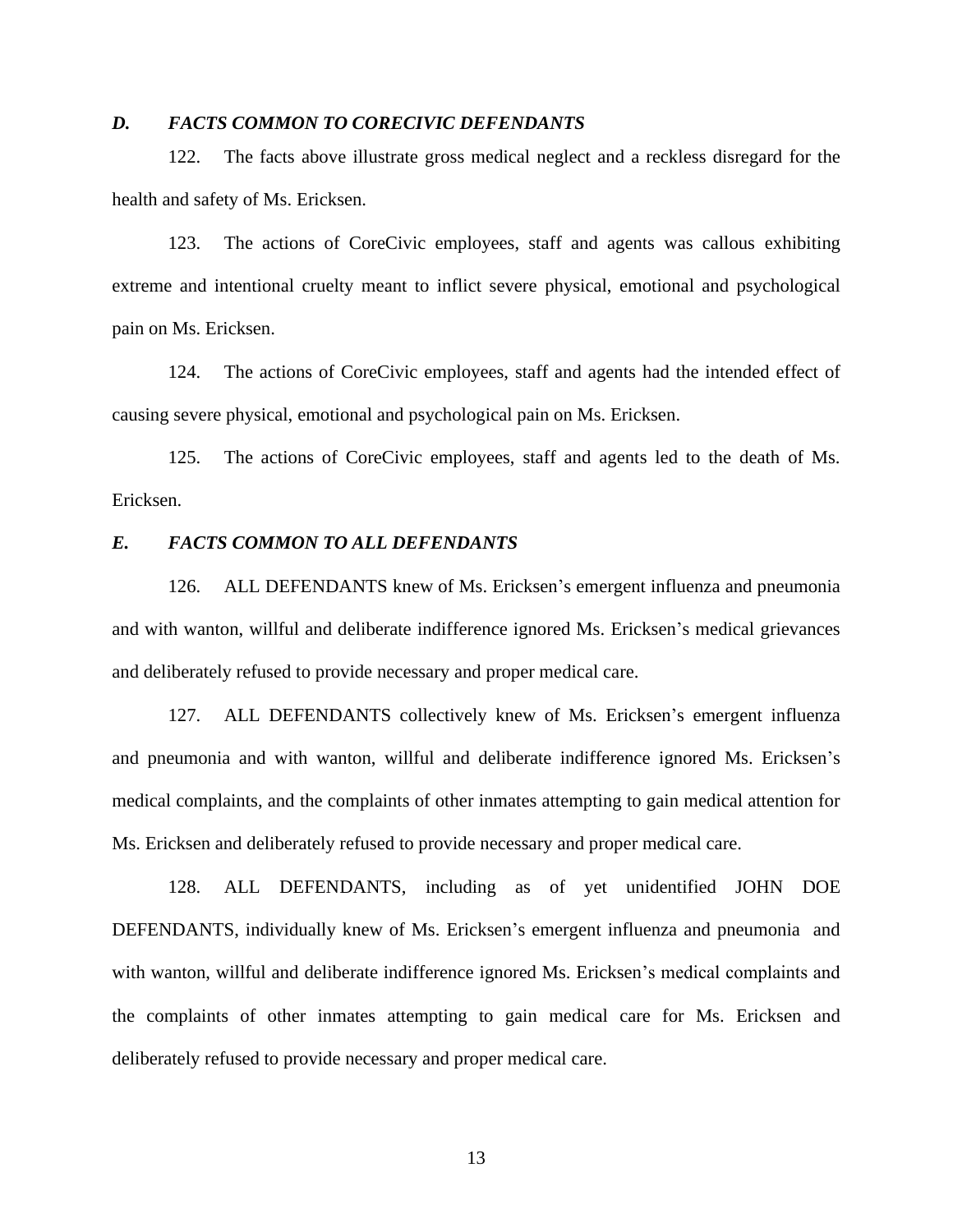### *D. FACTS COMMON TO CORECIVIC DEFENDANTS*

122. The facts above illustrate gross medical neglect and a reckless disregard for the health and safety of Ms. Ericksen.

123. The actions of CoreCivic employees, staff and agents was callous exhibiting extreme and intentional cruelty meant to inflict severe physical, emotional and psychological pain on Ms. Ericksen.

124. The actions of CoreCivic employees, staff and agents had the intended effect of causing severe physical, emotional and psychological pain on Ms. Ericksen.

125. The actions of CoreCivic employees, staff and agents led to the death of Ms. Ericksen.

### *E. FACTS COMMON TO ALL DEFENDANTS*

126. ALL DEFENDANTS knew of Ms. Ericksen's emergent influenza and pneumonia and with wanton, willful and deliberate indifference ignored Ms. Ericksen's medical grievances and deliberately refused to provide necessary and proper medical care.

127. ALL DEFENDANTS collectively knew of Ms. Ericksen's emergent influenza and pneumonia and with wanton, willful and deliberate indifference ignored Ms. Ericksen's medical complaints, and the complaints of other inmates attempting to gain medical attention for Ms. Ericksen and deliberately refused to provide necessary and proper medical care.

128. ALL DEFENDANTS, including as of yet unidentified JOHN DOE DEFENDANTS, individually knew of Ms. Ericksen's emergent influenza and pneumonia and with wanton, willful and deliberate indifference ignored Ms. Ericksen's medical complaints and the complaints of other inmates attempting to gain medical care for Ms. Ericksen and deliberately refused to provide necessary and proper medical care.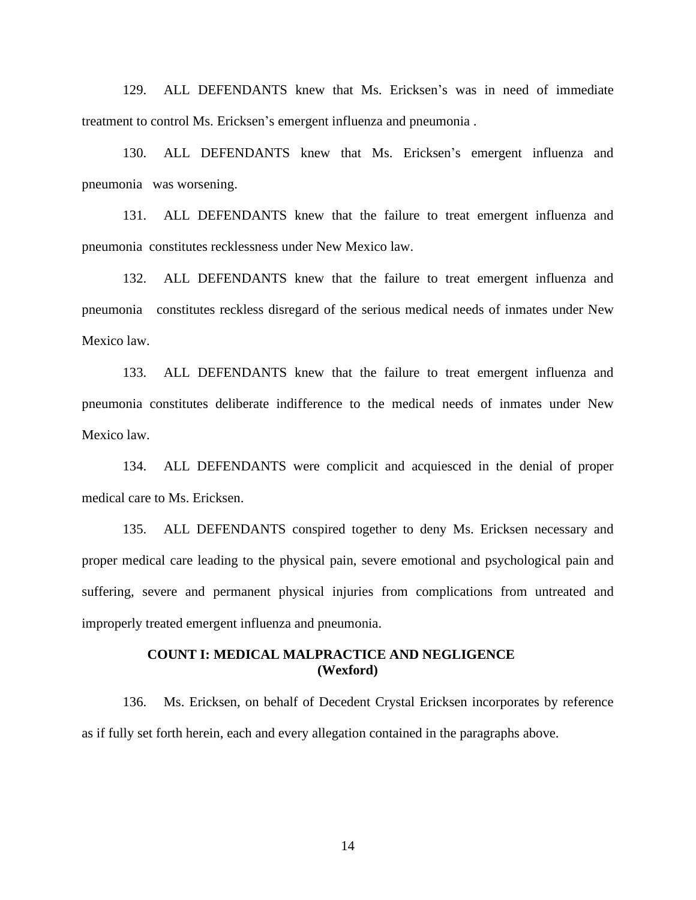129. ALL DEFENDANTS knew that Ms. Ericksen's was in need of immediate treatment to control Ms. Ericksen's emergent influenza and pneumonia .

130. ALL DEFENDANTS knew that Ms. Ericksen's emergent influenza and pneumonia was worsening.

131. ALL DEFENDANTS knew that the failure to treat emergent influenza and pneumonia constitutes recklessness under New Mexico law.

132. ALL DEFENDANTS knew that the failure to treat emergent influenza and pneumonia constitutes reckless disregard of the serious medical needs of inmates under New Mexico law.

133. ALL DEFENDANTS knew that the failure to treat emergent influenza and pneumonia constitutes deliberate indifference to the medical needs of inmates under New Mexico law.

134. ALL DEFENDANTS were complicit and acquiesced in the denial of proper medical care to Ms. Ericksen.

135. ALL DEFENDANTS conspired together to deny Ms. Ericksen necessary and proper medical care leading to the physical pain, severe emotional and psychological pain and suffering, severe and permanent physical injuries from complications from untreated and improperly treated emergent influenza and pneumonia.

## COUNT I: MEDICAL MALPRACTICE AND NEGLIGENCE (Wexford)

136. Ms. Ericksen, on behalf of Decedent Crystal Ericksen incorporates by reference as if fully set forth herein, each and every allegation contained in the paragraphs above.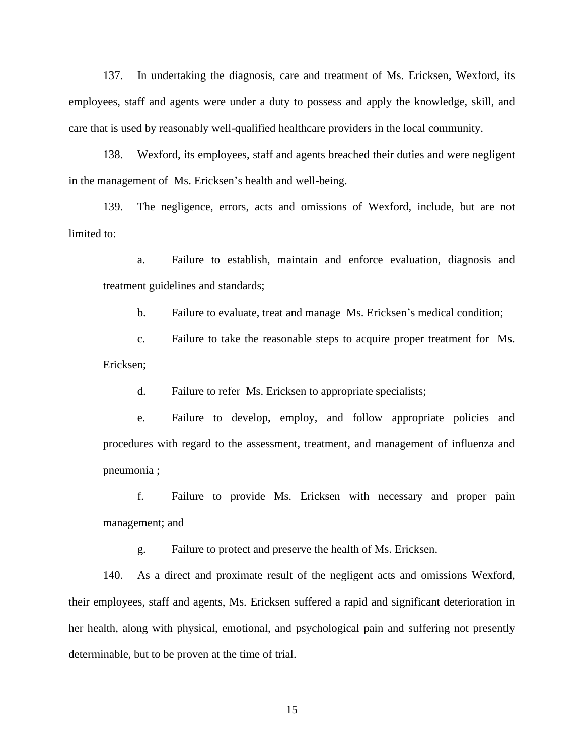137. In undertaking the diagnosis, care and treatment of Ms. Ericksen, Wexford, its employees, staff and agents were under a duty to possess and apply the knowledge, skill, and care that is used by reasonably well-qualified healthcare providers in the local community.

138. Wexford, its employees, staff and agents breached their duties and were negligent in the management of Ms. Ericksen's health and well-being.

139. The negligence, errors, acts and omissions of Wexford, include, but are not limited to:

a. Failure to establish, maintain and enforce evaluation, diagnosis and treatment guidelines and standards;

b. Failure to evaluate, treat and manage Ms. Ericksen's medical condition;

c. Failure to take the reasonable steps to acquire proper treatment for Ms. Ericksen;

d. Failure to refer Ms. Ericksen to appropriate specialists;

e. Failure to develop, employ, and follow appropriate policies and procedures with regard to the assessment, treatment, and management of influenza and pneumonia ;

f. Failure to provide Ms. Ericksen with necessary and proper pain management; and

g. Failure to protect and preserve the health of Ms. Ericksen.

140. As a direct and proximate result of the negligent acts and omissions Wexford, their employees, staff and agents, Ms. Ericksen suffered a rapid and significant deterioration in her health, along with physical, emotional, and psychological pain and suffering not presently determinable, but to be proven at the time of trial.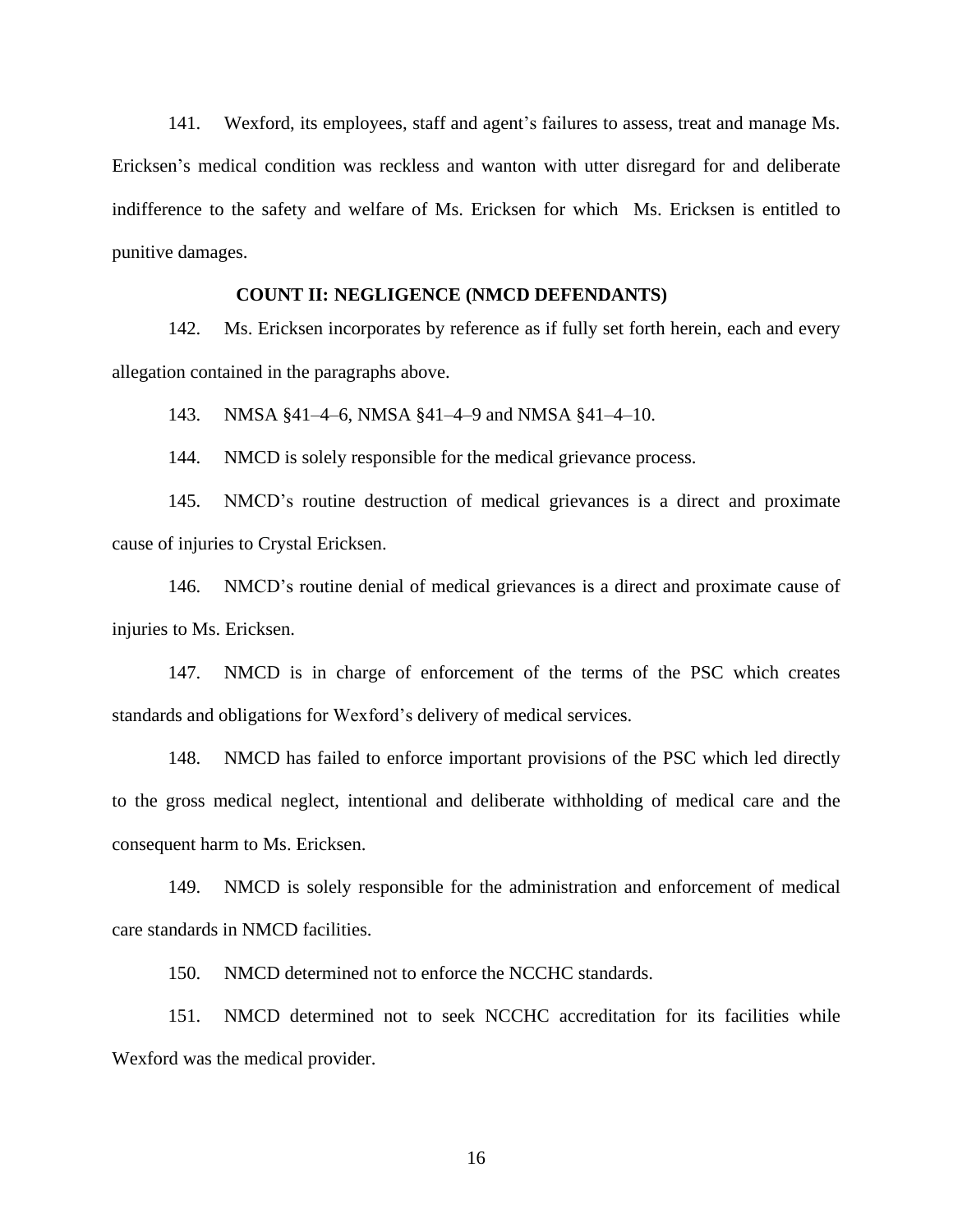141. Wexford, its employees, staff and agent's failures to assess, treat and manage Ms. Ericksen's medical condition was reckless and wanton with utter disregard for and deliberate indifference to the safety and welfare of Ms. Ericksen for which Ms. Ericksen is entitled to punitive damages.

**COUNT II: NEGLIGENCE (NMCD DEFENDANTS)**

142. Ms. Ericksen incorporates by reference as if fully set forth herein, each and every allegation contained in the paragraphs above.

143. NMSA §41–4–6, NMSA §41–4–9 and NMSA §41–4–10.

144. NMCD is solely responsible for the medical grievance process.

145. NMCD's routine destruction of medical grievances is a direct and proximate cause of injuries to Crystal Ericksen.

146. NMCD's routine denial of medical grievances is a direct and proximate cause of injuries to Ms. Ericksen.

147. NMCD is in charge of enforcement of the terms of the PSC which creates standards and obligations for Wexford's delivery of medical services.

148. NMCD has failed to enforce important provisions of the PSC which led directly to the gross medical neglect, intentional and deliberate withholding of medical care and the consequent harm to Ms. Ericksen.

149. NMCD is solely responsible for the administration and enforcement of medical care standards in NMCD facilities.

150. NMCD determined not to enforce the NCCHC standards.

151. NMCD determined not to seek NCCHC accreditation for its facilities while Wexford was the medical provider.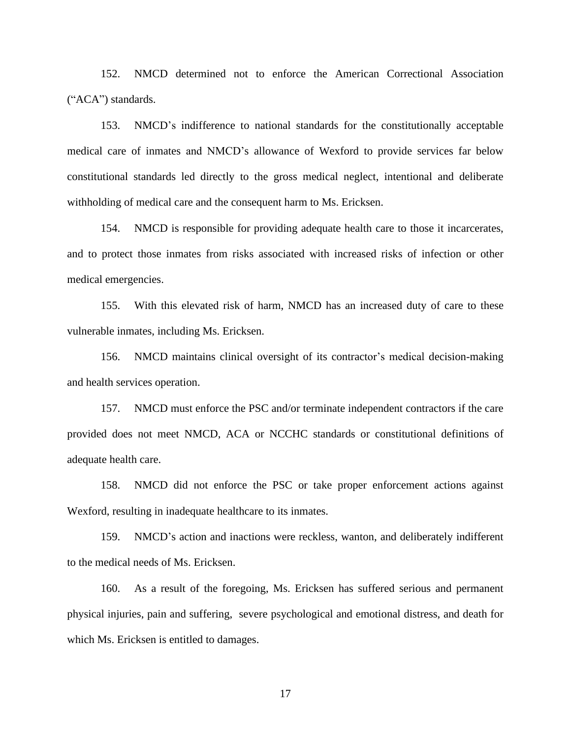152. NMCD determined not to enforce the American Correctional Association ("ACA") standards.

153. NMCD's indifference to national standards for the constitutionally acceptable medical care of inmates and NMCD's allowance of Wexford to provide services far below constitutional standards led directly to the gross medical neglect, intentional and deliberate withholding of medical care and the consequent harm to Ms. Ericksen.

154. NMCD is responsible for providing adequate health care to those it incarcerates, and to protect those inmates from risks associated with increased risks of infection or other medical emergencies.

155. With this elevated risk of harm, NMCD has an increased duty of care to these vulnerable inmates, including Ms. Ericksen.

156. NMCD maintains clinical oversight of its contractor's medical decision-making and health services operation.

157. NMCD must enforce the PSC and/or terminate independent contractors if the care provided does not meet NMCD, ACA or NCCHC standards or constitutional definitions of adequate health care.

158. NMCD did not enforce the PSC or take proper enforcement actions against Wexford, resulting in inadequate healthcare to its inmates.

159. NMCD's action and inactions were reckless, wanton, and deliberately indifferent to the medical needs of Ms. Ericksen.

160. As a result of the foregoing, Ms. Ericksen has suffered serious and permanent physical injuries, pain and suffering, severe psychological and emotional distress, and death for which Ms. Ericksen is entitled to damages.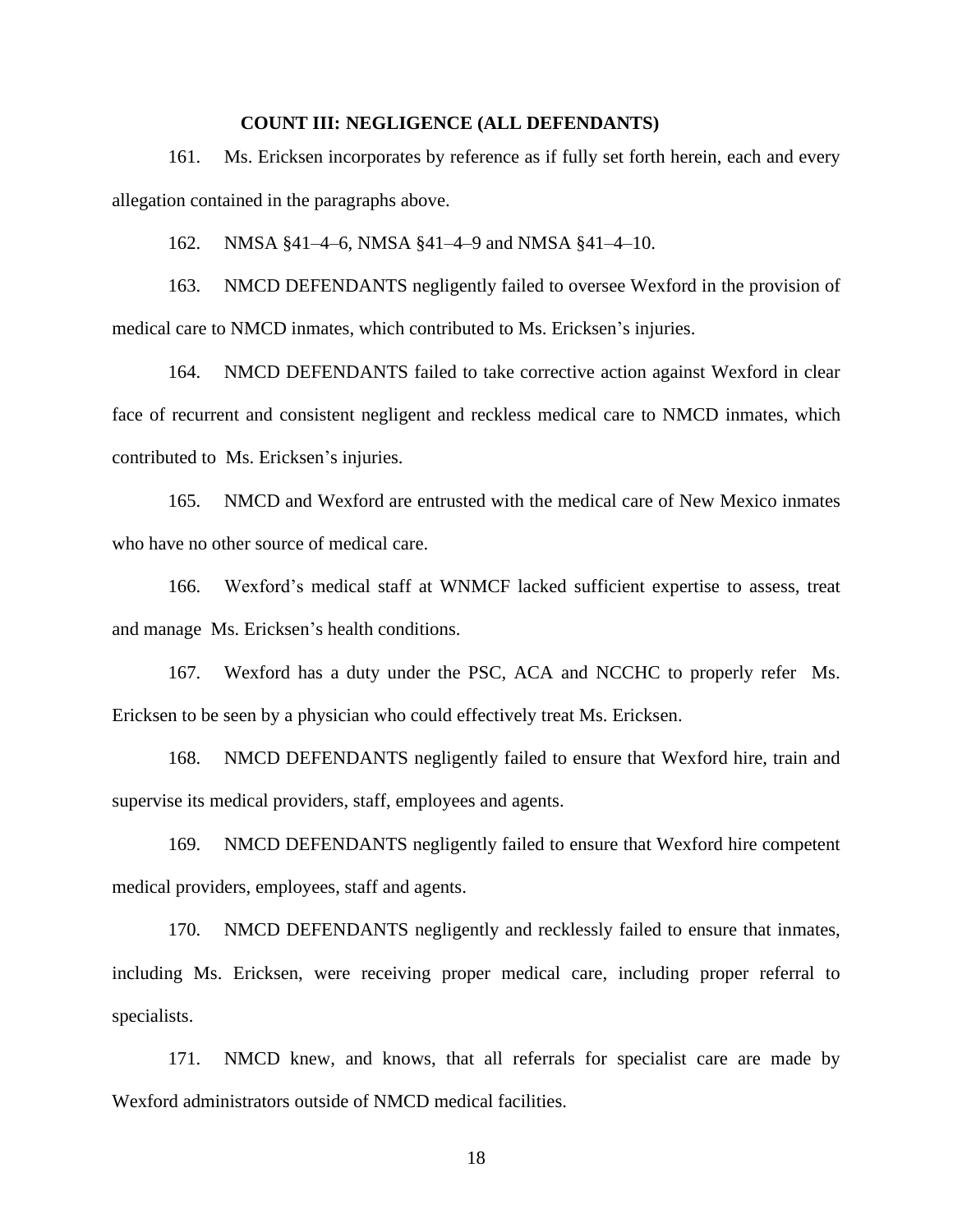**COUNT III: NEGLIGENCE (ALL DEFENDANTS)**

161. Ms. Ericksen incorporates by reference as if fully set forth herein, each and every allegation contained in the paragraphs above.

162. NMSA §41–4–6, NMSA §41–4–9 and NMSA §41–4–10.

163. NMCD DEFENDANTS negligently failed to oversee Wexford in the provision of medical care to NMCD inmates, which contributed to Ms. Ericksen's injuries.

164. NMCD DEFENDANTS failed to take corrective action against Wexford in clear face of recurrent and consistent negligent and reckless medical care to NMCD inmates, which contributed to Ms. Ericksen's injuries.

165. NMCD and Wexford are entrusted with the medical care of New Mexico inmates who have no other source of medical care.

166. Wexford's medical staff at WNMCF lacked sufficient expertise to assess, treat and manage Ms. Ericksen's health conditions.

167. Wexford has a duty under the PSC, ACA and NCCHC to properly refer Ms. Ericksen to be seen by a physician who could effectively treat Ms. Ericksen.

168. NMCD DEFENDANTS negligently failed to ensure that Wexford hire, train and supervise its medical providers, staff, employees and agents.

169. NMCD DEFENDANTS negligently failed to ensure that Wexford hire competent medical providers, employees, staff and agents.

170. NMCD DEFENDANTS negligently and recklessly failed to ensure that inmates, including Ms. Ericksen, were receiving proper medical care, including proper referral to specialists.

171. NMCD knew, and knows, that all referrals for specialist care are made by Wexford administrators outside of NMCD medical facilities.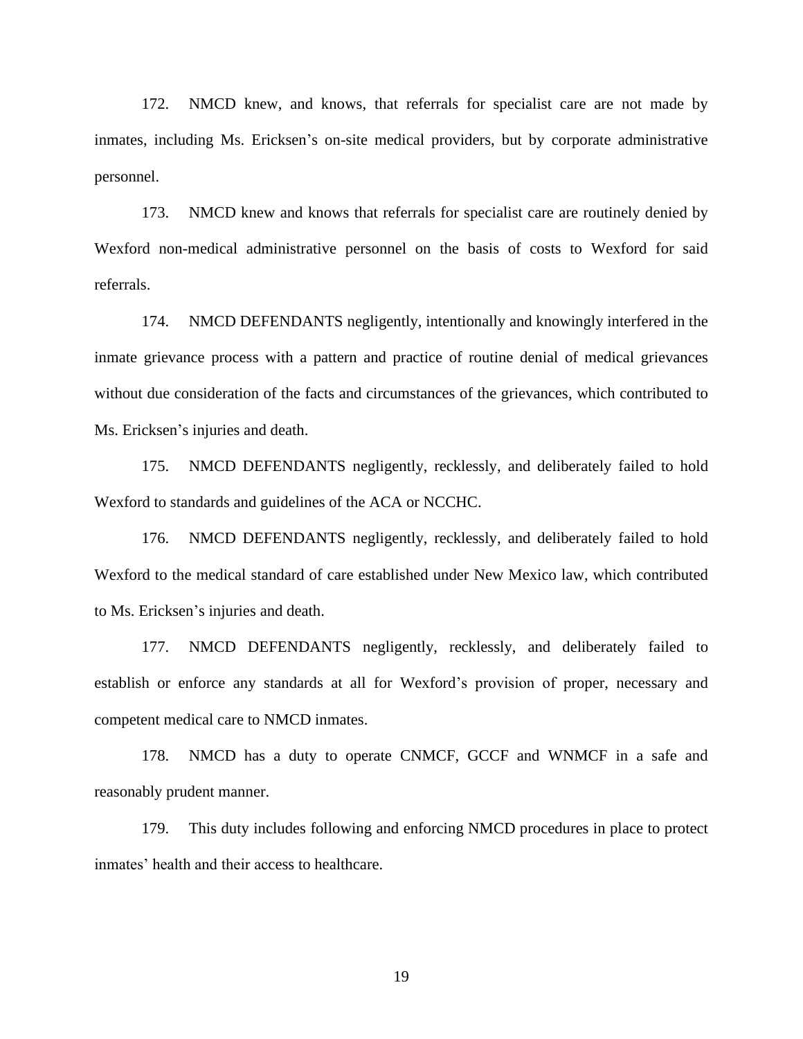172. NMCD knew, and knows, that referrals for specialist care are not made by inmates, including Ms. Ericksen's on-site medical providers, but by corporate administrative personnel.

173. NMCD knew and knows that referrals for specialist care are routinely denied by Wexford non-medical administrative personnel on the basis of costs to Wexford for said referrals.

174. NMCD DEFENDANTS negligently, intentionally and knowingly interfered in the inmate grievance process with a pattern and practice of routine denial of medical grievances without due consideration of the facts and circumstances of the grievances, which contributed to Ms. Ericksen's injuries and death.

175. NMCD DEFENDANTS negligently, recklessly, and deliberately failed to hold Wexford to standards and guidelines of the ACA or NCCHC.

176. NMCD DEFENDANTS negligently, recklessly, and deliberately failed to hold Wexford to the medical standard of care established under New Mexico law, which contributed to Ms. Ericksen's injuries and death.

177. NMCD DEFENDANTS negligently, recklessly, and deliberately failed to establish or enforce any standards at all for Wexford's provision of proper, necessary and competent medical care to NMCD inmates.

178. NMCD has a duty to operate CNMCF, GCCF and WNMCF in a safe and reasonably prudent manner.

179. This duty includes following and enforcing NMCD procedures in place to protect inmates' health and their access to healthcare.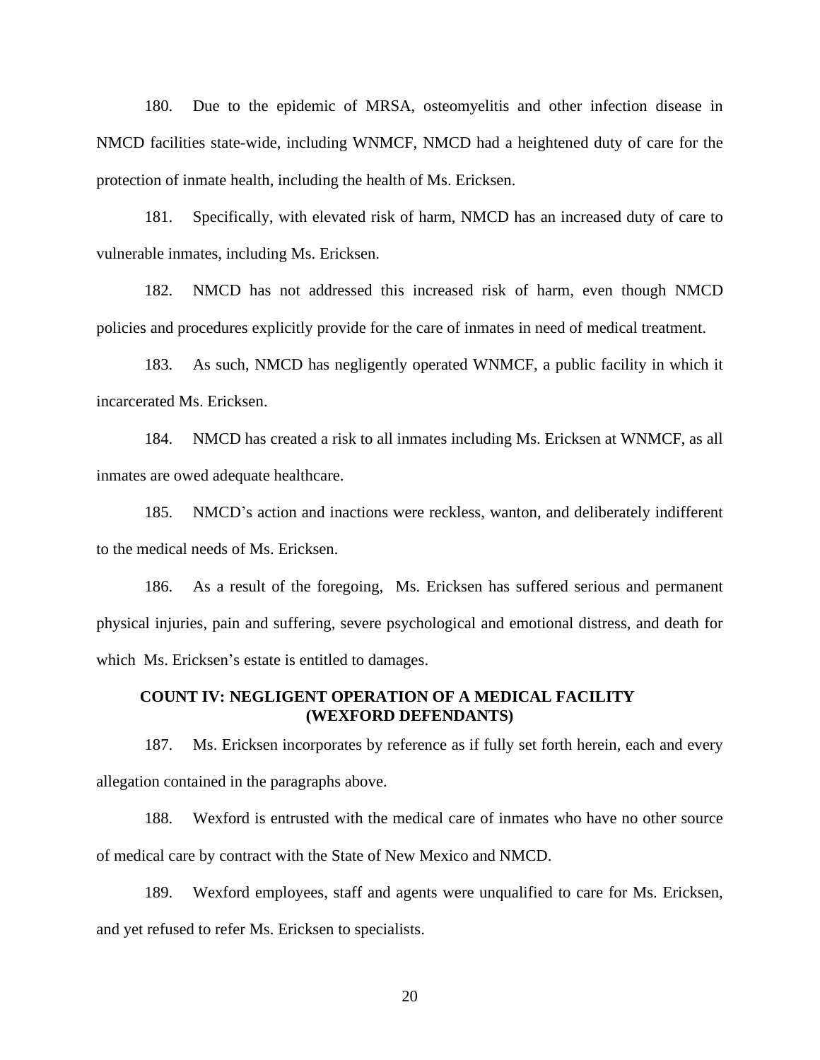180. Due to the epidemic of MRSA, osteomyelitis and other infection disease in NMCD facilities state-wide, including WNMCF, NMCD had a heightened duty of care for the protection of inmate health, including the health of Ms. Ericksen.

181. Specifically, with elevated risk of harm, NMCD has an increased duty of care to vulnerable inmates, including Ms. Ericksen.

182. NMCD has not addressed this increased risk of harm, even though NMCD policies and procedures explicitly provide for the care of inmates in need of medical treatment.

183. As such, NMCD has negligently operated WNMCF, a public facility in which it incarcerated Ms. Ericksen.

184. NMCD has created a risk to all inmates including Ms. Ericksen at WNMCF, as all inmates are owed adequate healthcare.

185. NMCD's action and inactions were reckless, wanton, and deliberately indifferent to the medical needs of Ms. Ericksen.

186. As a result of the foregoing, Ms. Ericksen has suffered serious and permanent physical injuries, pain and suffering, severe psychological and emotional distress, and death for which Ms. Ericksen's estate is entitled to damages.

## COUNT IV: NEGLIGENT OPERATION OF A MEDICAL FACILITY (WEXFORD DEFENDANTS)

187. Ms. Ericksen incorporates by reference as if fully set forth herein, each and every allegation contained in the paragraphs above.

188. Wexford is entrusted with the medical care of inmates who have no other source of medical care by contract with the State of New Mexico and NMCD.

189. Wexford employees, staff and agents were unqualified to care for Ms. Ericksen, and yet refused to refer Ms. Ericksen to specialists.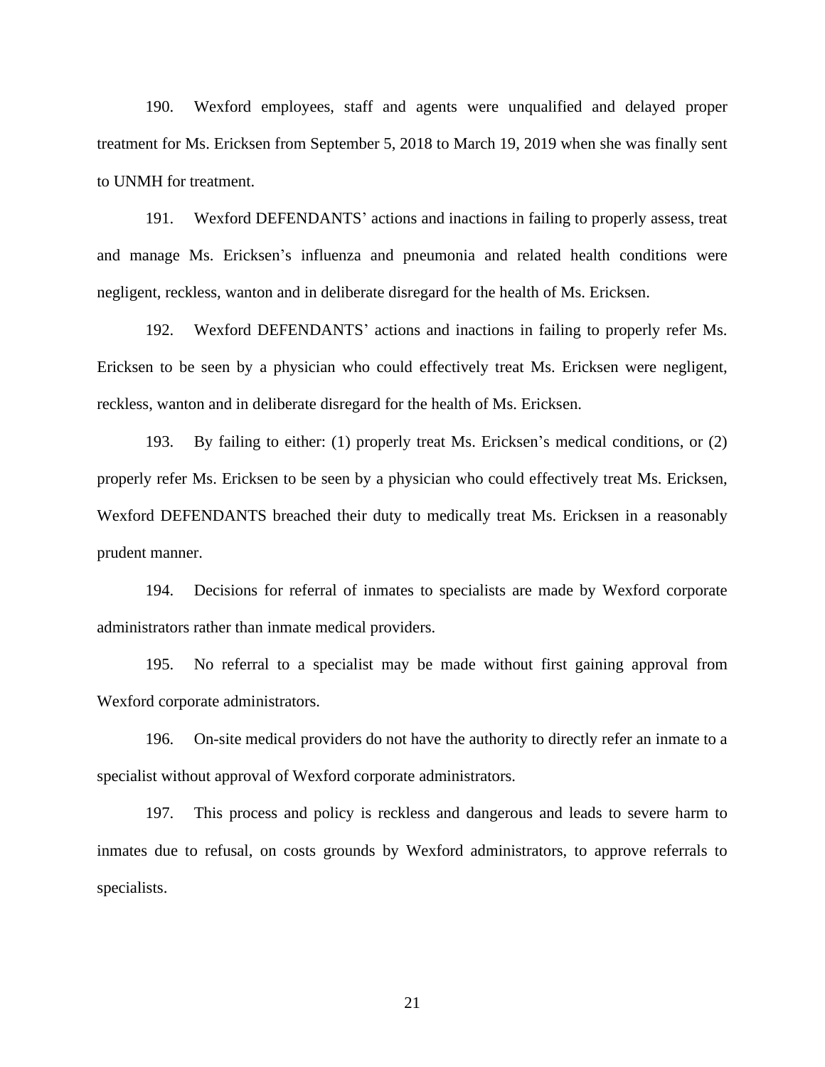190. Wexford employees, staff and agents were unqualified and delayed proper treatment for Ms. Ericksen from September 5, 2018 to March 19, 2019 when she was finally sent to UNMH for treatment.

191. Wexford DEFENDANTS' actions and inactions in failing to properly assess, treat and manage Ms. Ericksen's influenza and pneumonia and related health conditions were negligent, reckless, wanton and in deliberate disregard for the health of Ms. Ericksen.

192. Wexford DEFENDANTS' actions and inactions in failing to properly refer Ms. Ericksen to be seen by a physician who could effectively treat Ms. Ericksen were negligent, reckless, wanton and in deliberate disregard for the health of Ms. Ericksen.

193. By failing to either: (1) properly treat Ms. Ericksen's medical conditions, or (2) properly refer Ms. Ericksen to be seen by a physician who could effectively treat Ms. Ericksen, Wexford DEFENDANTS breached their duty to medically treat Ms. Ericksen in a reasonably prudent manner.

194. Decisions for referral of inmates to specialists are made by Wexford corporate administrators rather than inmate medical providers.

195. No referral to a specialist may be made without first gaining approval from Wexford corporate administrators.

196. On-site medical providers do not have the authority to directly refer an inmate to a specialist without approval of Wexford corporate administrators.

197. This process and policy is reckless and dangerous and leads to severe harm to inmates due to refusal, on costs grounds by Wexford administrators, to approve referrals to specialists.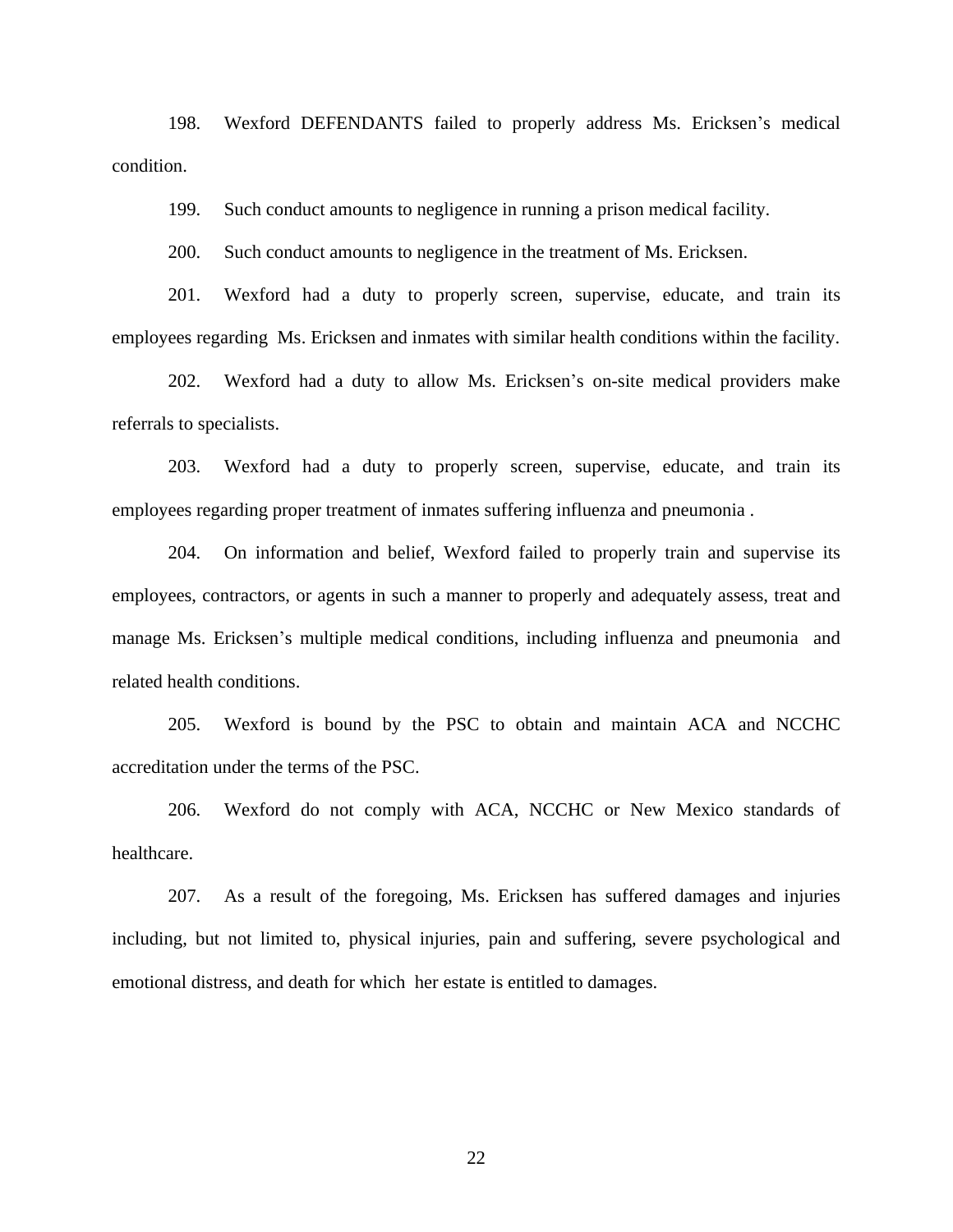198. Wexford DEFENDANTS failed to properly address Ms. Ericksen's medical condition.

199. Such conduct amounts to negligence in running a prison medical facility.

200. Such conduct amounts to negligence in the treatment of Ms. Ericksen.

201. Wexford had a duty to properly screen, supervise, educate, and train its employees regarding Ms. Ericksen and inmates with similar health conditions within the facility.

202. Wexford had a duty to allow Ms. Ericksen's on-site medical providers make referrals to specialists.

203. Wexford had a duty to properly screen, supervise, educate, and train its employees regarding proper treatment of inmates suffering influenza and pneumonia .

204. On information and belief, Wexford failed to properly train and supervise its employees, contractors, or agents in such a manner to properly and adequately assess, treat and manage Ms. Ericksen's multiple medical conditions, including influenza and pneumonia and related health conditions.

205. Wexford is bound by the PSC to obtain and maintain ACA and NCCHC accreditation under the terms of the PSC.

206. Wexford do not comply with ACA, NCCHC or New Mexico standards of healthcare.

207. As a result of the foregoing, Ms. Ericksen has suffered damages and injuries including, but not limited to, physical injuries, pain and suffering, severe psychological and emotional distress, and death for which her estate is entitled to damages.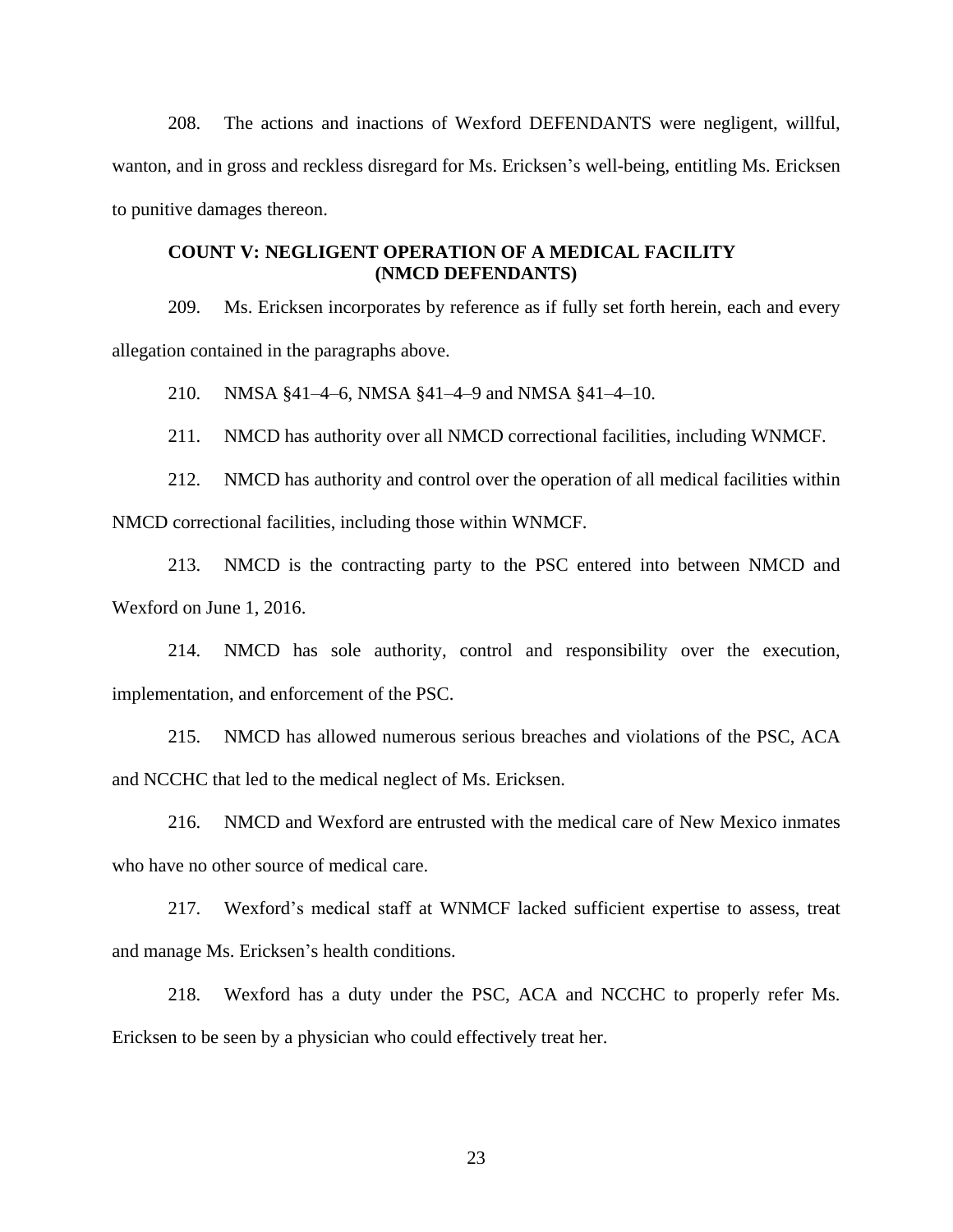208. The actions and inactions of Wexford DEFENDANTS were negligent, willful, wanton, and in gross and reckless disregard for Ms. Ericksen's well-being, entitling Ms. Ericksen to punitive damages thereon.

**COUNT V: NEGLIGENT OPERATION OF A MEDICAL FACILITY (NMCD DEFENDANTS)**

209. Ms. Ericksen incorporates by reference as if fully set forth herein, each and every allegation contained in the paragraphs above.

210. NMSA §41–4–6, NMSA §41–4–9 and NMSA §41–4–10.

211. NMCD has authority over all NMCD correctional facilities, including WNMCF.

212. NMCD has authority and control over the operation of all medical facilities within NMCD correctional facilities, including those within WNMCF.

213. NMCD is the contracting party to the PSC entered into between NMCD and Wexford on June 1, 2016.

214. NMCD has sole authority, control and responsibility over the execution, implementation, and enforcement of the PSC.

215. NMCD has allowed numerous serious breaches and violations of the PSC, ACA and NCCHC that led to the medical neglect of Ms. Ericksen.

216. NMCD and Wexford are entrusted with the medical care of New Mexico inmates who have no other source of medical care.

217. Wexford's medical staff at WNMCF lacked sufficient expertise to assess, treat and manage Ms. Ericksen's health conditions.

218. Wexford has a duty under the PSC, ACA and NCCHC to properly refer Ms. Ericksen to be seen by a physician who could effectively treat her.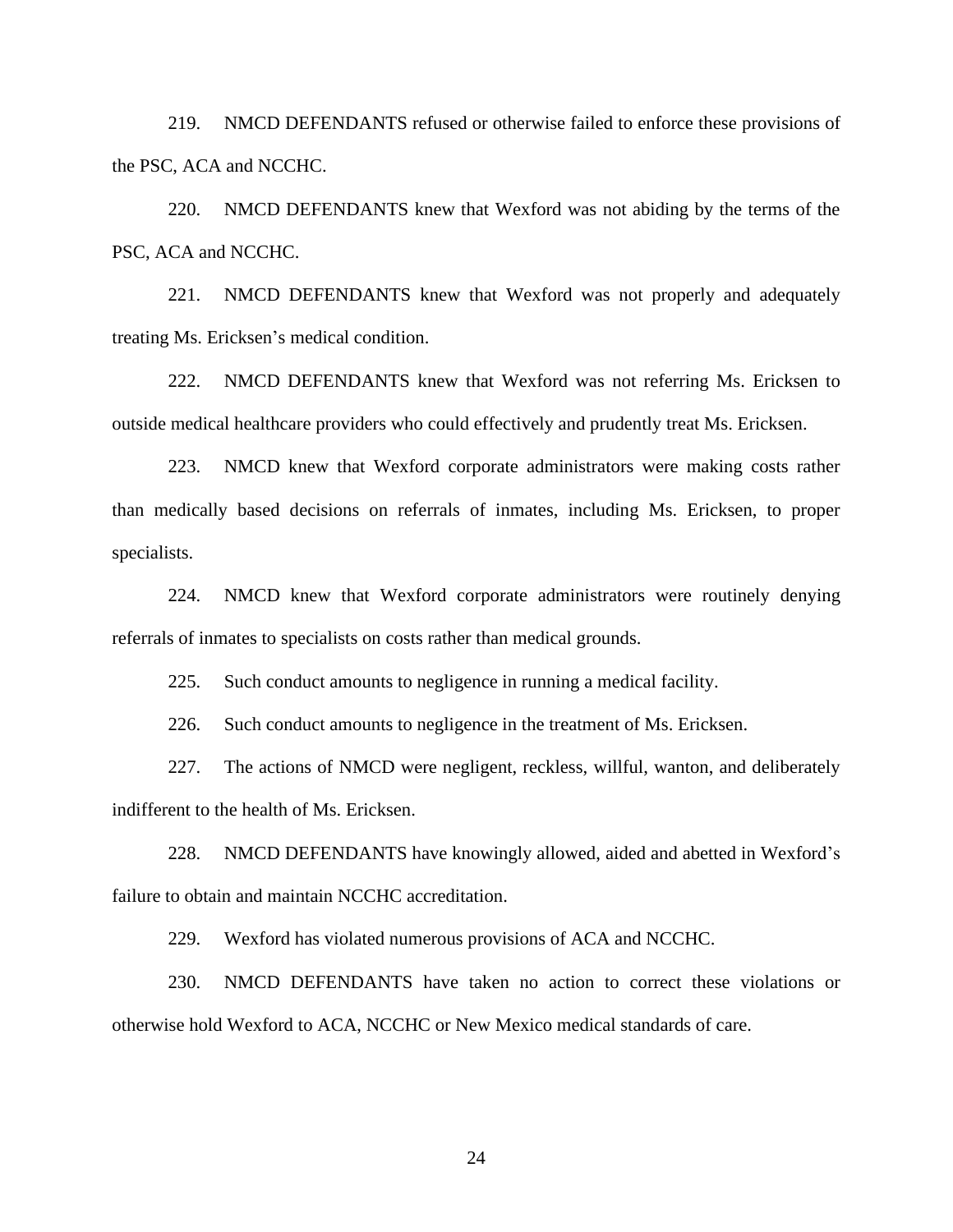219. NMCD DEFENDANTS refused or otherwise failed to enforce these provisions of the PSC, ACA and NCCHC.

220. NMCD DEFENDANTS knew that Wexford was not abiding by the terms of the PSC, ACA and NCCHC.

221. NMCD DEFENDANTS knew that Wexford was not properly and adequately treating Ms. Ericksen's medical condition.

222. NMCD DEFENDANTS knew that Wexford was not referring Ms. Ericksen to outside medical healthcare providers who could effectively and prudently treat Ms. Ericksen.

223. NMCD knew that Wexford corporate administrators were making costs rather than medically based decisions on referrals of inmates, including Ms. Ericksen, to proper specialists.

224. NMCD knew that Wexford corporate administrators were routinely denying referrals of inmates to specialists on costs rather than medical grounds.

225. Such conduct amounts to negligence in running a medical facility.

226. Such conduct amounts to negligence in the treatment of Ms. Ericksen.

227. The actions of NMCD were negligent, reckless, willful, wanton, and deliberately indifferent to the health of Ms. Ericksen.

228. NMCD DEFENDANTS have knowingly allowed, aided and abetted in Wexford's failure to obtain and maintain NCCHC accreditation.

229. Wexford has violated numerous provisions of ACA and NCCHC.

230. NMCD DEFENDANTS have taken no action to correct these violations or otherwise hold Wexford to ACA, NCCHC or New Mexico medical standards of care.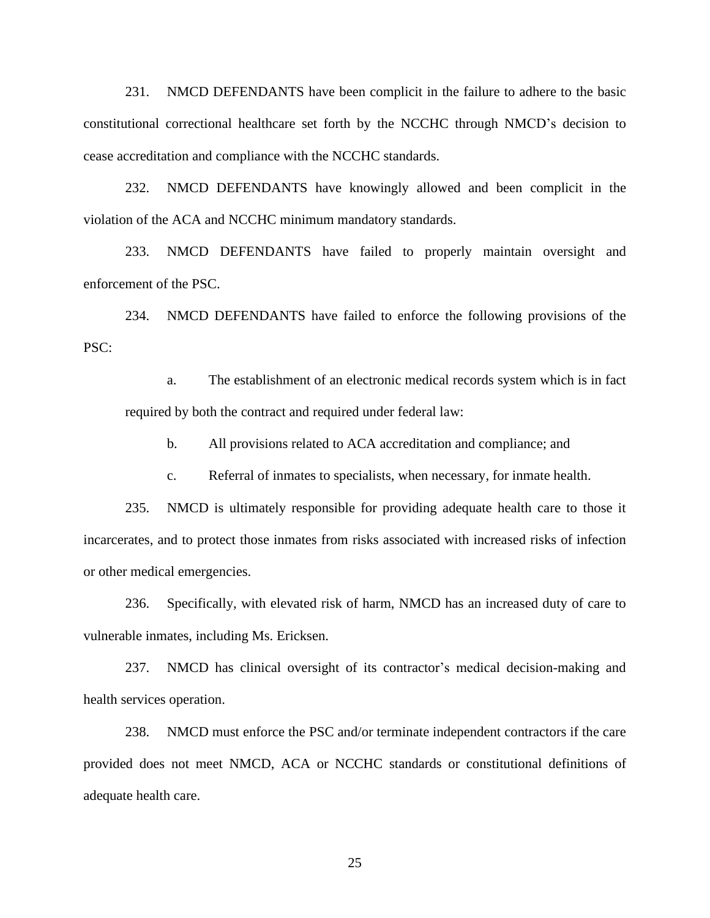231. NMCD DEFENDANTS have been complicit in the failure to adhere to the basic constitutional correctional healthcare set forth by the NCCHC through NMCD's decision to cease accreditation and compliance with the NCCHC standards.

232. NMCD DEFENDANTS have knowingly allowed and been complicit in the violation of the ACA and NCCHC minimum mandatory standards.

233. NMCD DEFENDANTS have failed to properly maintain oversight and enforcement of the PSC.

234. NMCD DEFENDANTS have failed to enforce the following provisions of the PSC:

a. The establishment of an electronic medical records system which is in fact required by both the contract and required under federal law:

b. All provisions related to ACA accreditation and compliance; and

c. Referral of inmates to specialists, when necessary, for inmate health.

235. NMCD is ultimately responsible for providing adequate health care to those it incarcerates, and to protect those inmates from risks associated with increased risks of infection or other medical emergencies.

236. Specifically, with elevated risk of harm, NMCD has an increased duty of care to vulnerable inmates, including Ms. Ericksen.

237. NMCD has clinical oversight of its contractor's medical decision-making and health services operation.

238. NMCD must enforce the PSC and/or terminate independent contractors if the care provided does not meet NMCD, ACA or NCCHC standards or constitutional definitions of adequate health care.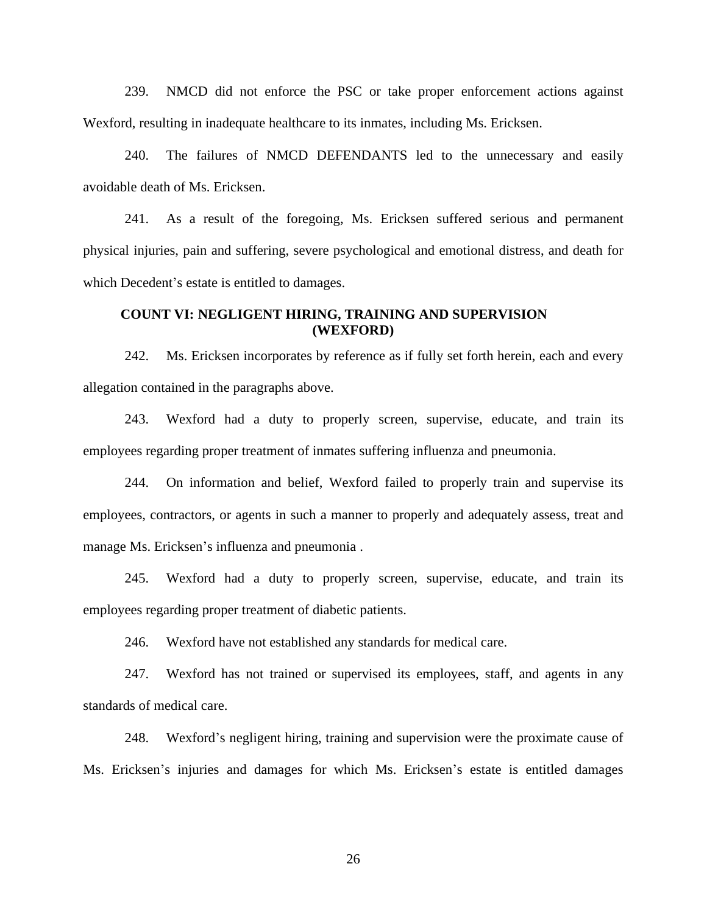239. NMCD did not enforce the PSC or take proper enforcement actions against Wexford, resulting in inadequate healthcare to its inmates, including Ms. Ericksen.

240. The failures of NMCD DEFENDANTS led to the unnecessary and easily avoidable death of Ms. Ericksen.

241. As a result of the foregoing, Ms. Ericksen suffered serious and permanent physical injuries, pain and suffering, severe psychological and emotional distress, and death for which Decedent's estate is entitled to damages.

**COUNT VI: NEGLIGENT HIRING, TRAINING AND SUPERVISION (WEXFORD)**

242. Ms. Ericksen incorporates by reference as if fully set forth herein, each and every allegation contained in the paragraphs above.

243. Wexford had a duty to properly screen, supervise, educate, and train its employees regarding proper treatment of inmates suffering influenza and pneumonia.

244. On information and belief, Wexford failed to properly train and supervise its employees, contractors, or agents in such a manner to properly and adequately assess, treat and manage Ms. Ericksen's influenza and pneumonia .

245. Wexford had a duty to properly screen, supervise, educate, and train its employees regarding proper treatment of diabetic patients.

246. Wexford have not established any standards for medical care.

247. Wexford has not trained or supervised its employees, staff, and agents in any standards of medical care.

248. Wexford's negligent hiring, training and supervision were the proximate cause of Ms. Ericksen's injuries and damages for which Ms. Ericksen's estate is entitled damages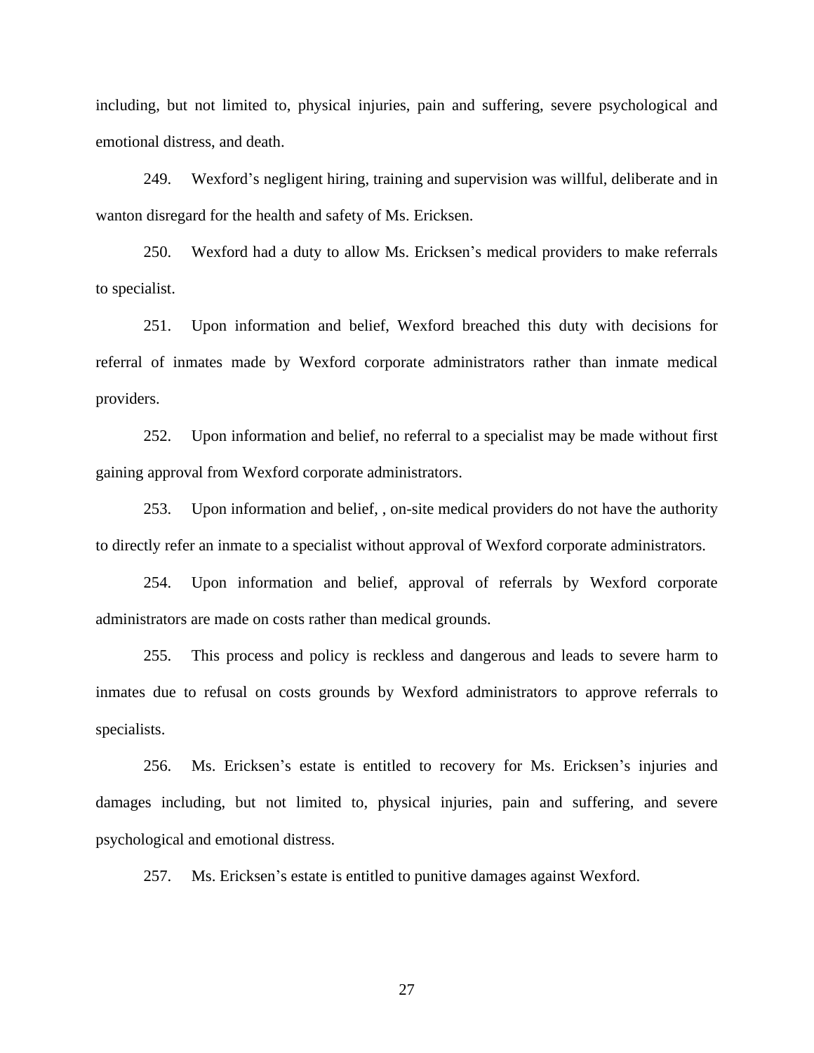including, but not limited to, physical injuries, pain and suffering, severe psychological and emotional distress, and death.

249. Wexford's negligent hiring, training and supervision was willful, deliberate and in wanton disregard for the health and safety of Ms. Ericksen.

250. Wexford had a duty to allow Ms. Ericksen's medical providers to make referrals to specialist.

251. Upon information and belief, Wexford breached this duty with decisions for referral of inmates made by Wexford corporate administrators rather than inmate medical providers.

252. Upon information and belief, no referral to a specialist may be made without first gaining approval from Wexford corporate administrators.

253. Upon information and belief, , on-site medical providers do not have the authority to directly refer an inmate to a specialist without approval of Wexford corporate administrators.

254. Upon information and belief, approval of referrals by Wexford corporate administrators are made on costs rather than medical grounds.

255. This process and policy is reckless and dangerous and leads to severe harm to inmates due to refusal on costs grounds by Wexford administrators to approve referrals to specialists.

256. Ms. Ericksen's estate is entitled to recovery for Ms. Ericksen's injuries and damages including, but not limited to, physical injuries, pain and suffering, and severe psychological and emotional distress.

257. Ms. Ericksen's estate is entitled to punitive damages against Wexford.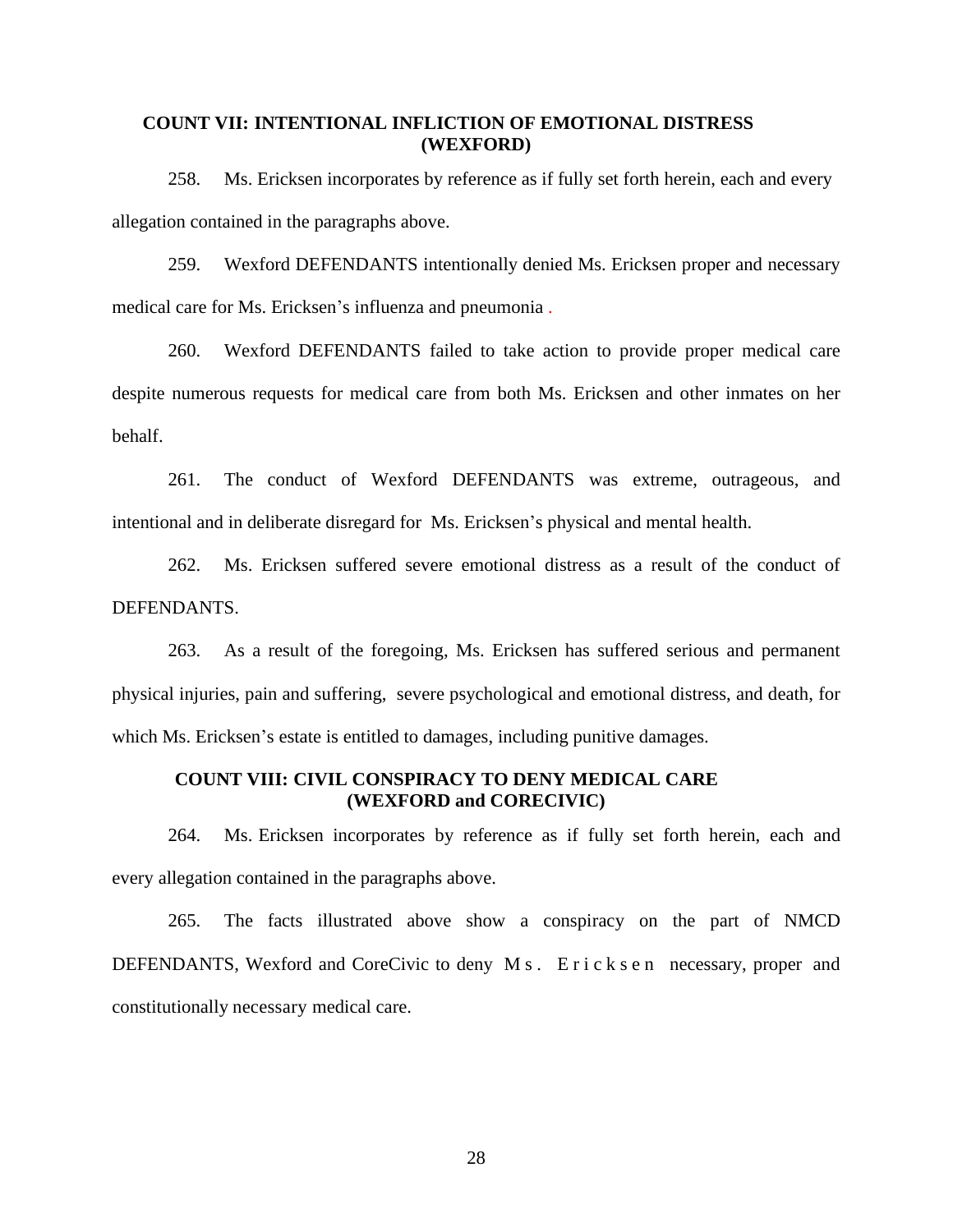## COUNT VII: INTENTIONAL INFLICTION OF EMOTIONAL DISTRESS (WEXFORD)

258. Ms. Ericksen incorporates by reference as if fully set forth herein, each and every allegation contained in the paragraphs above.

259. Wexford DEFENDANTS intentionally denied Ms. Ericksen proper and necessary medical care for Ms. Ericksen's influenza and pneumonia .

260. Wexford DEFENDANTS failed to take action to provide proper medical care despite numerous requests for medical care from both Ms. Ericksen and other inmates on her behalf.

261. The conduct of Wexford DEFENDANTS was extreme, outrageous, and intentional and in deliberate disregard for Ms. Ericksen's physical and mental health.

262. Ms. Ericksen suffered severe emotional distress as a result of the conduct of DEFENDANTS.

263. As a result of the foregoing, Ms. Ericksen has suffered serious and permanent physical injuries, pain and suffering, severe psychological and emotional distress, and death, for which Ms. Ericksen's estate is entitled to damages, including punitive damages.

## COUNT VIII: CIVIL CONSPIRACY TO DENY MEDICAL CARE (WEXFORD and CORECIVIC)

264. Ms. Ericksen incorporates by reference as if fully set forth herein, each and every allegation contained in the paragraphs above.

265. The facts illustrated above show a conspiracy on the part of NMCD DEFENDANTS, Wexford and CoreCivic to deny Ms. Ericksen necessary, proper and constitutionally necessary medical care.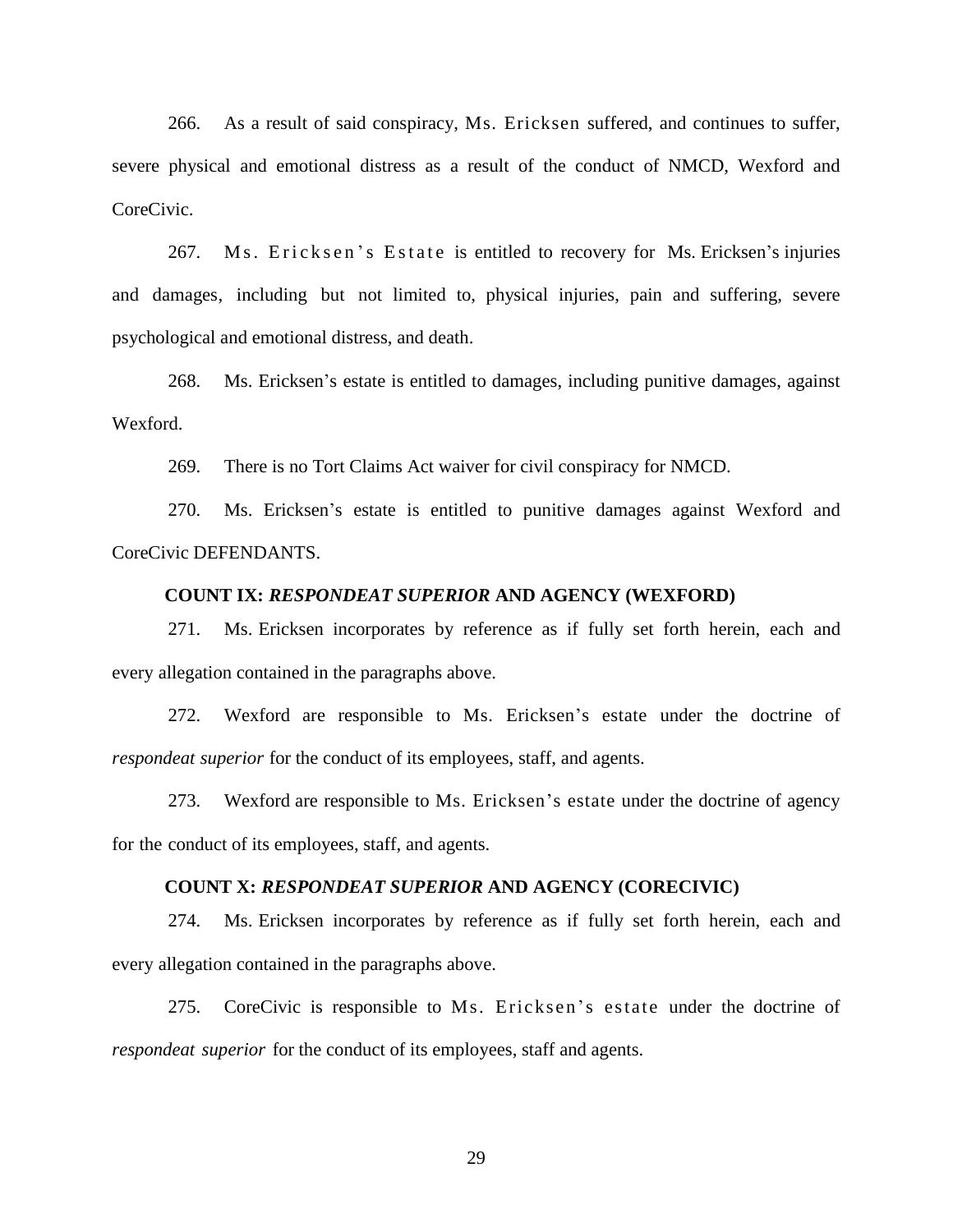266. As a result of said conspiracy, Ms. Ericksen suffered, and continues to suffer, severe physical and emotional distress as a result of the conduct of NMCD, Wexford and CoreCivic.

267. Ms. Ericksen's Estate is entitled to recovery for Ms. Ericksen's injuries and damages, including but not limited to, physical injuries, pain and suffering, severe psychological and emotional distress, and death.

268. Ms. Ericksen's estate is entitled to damages, including punitive damages, against Wexford.

269. There is no Tort Claims Act waiver for civil conspiracy for NMCD.

270. Ms. Ericksen's estate is entitled to punitive damages against Wexford and CoreCivic DEFENDANTS.

### COUNT IX: *RESPONDEAT SUPERIOR* AND AGENCY (WEXFORD)

271. Ms. Ericksen incorporates by reference as if fully set forth herein, each and every allegation contained in the paragraphs above.

272. Wexford are responsible to Ms. Ericksen's estate under the doctrine of *respondeat superior* for the conduct of its employees, staff, and agents.

273. Wexford are responsible to Ms. Ericksen's estate under the doctrine of agency for the conduct of its employees, staff, and agents.

### COUNT X: *RESPONDEAT SUPERIOR* AND AGENCY (CORECIVIC)

274. Ms. Ericksen incorporates by reference as if fully set forth herein, each and every allegation contained in the paragraphs above.

275. CoreCivic is responsible to Ms. Ericksen's estate under the doctrine of *respondeat superior* for the conduct of its employees, staff and agents.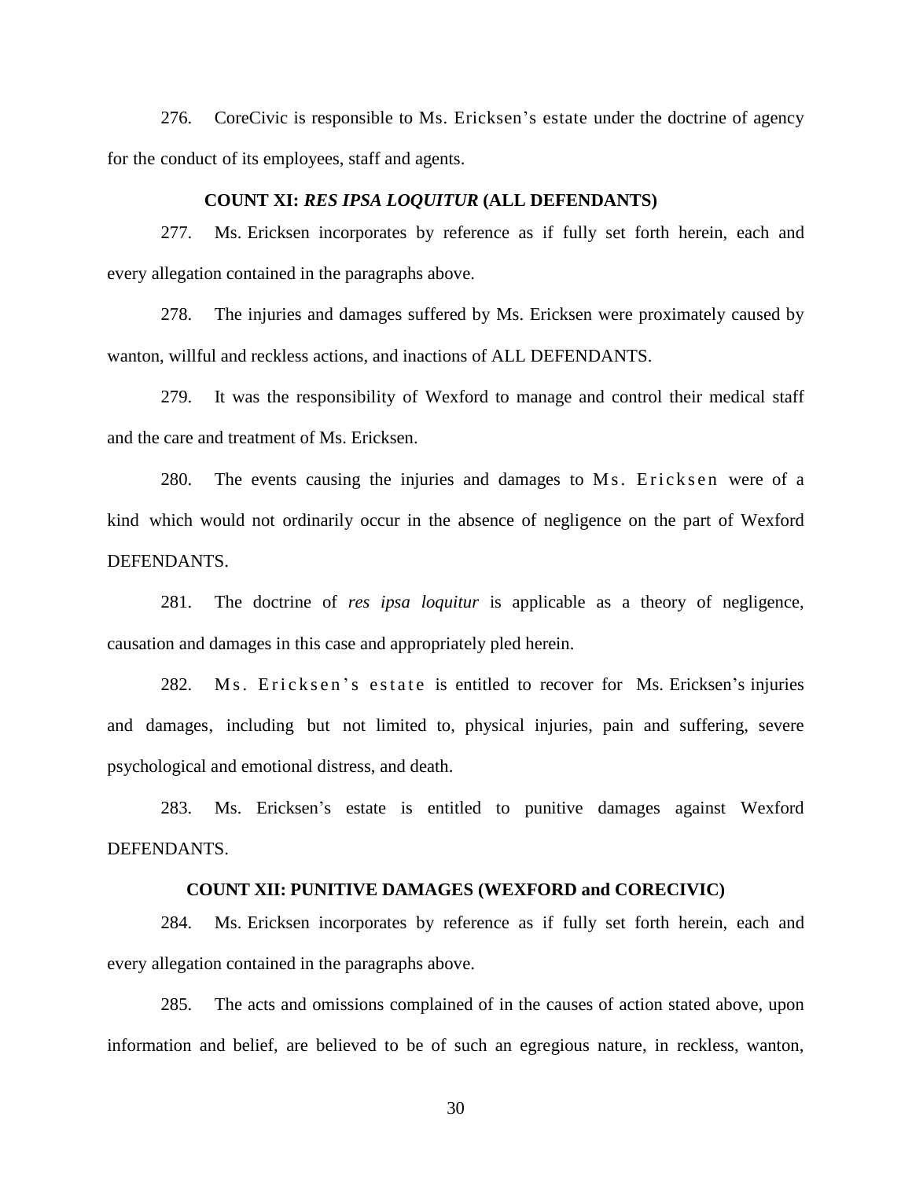276. CoreCivic is responsible to Ms. Ericksen's estate under the doctrine of agency for the conduct of its employees, staff and agents.

### COUNT XI: *RES IPSA LOQUITUR* (ALL DEFENDANTS)

277. Ms. Ericksen incorporates by reference as if fully set forth herein, each and every allegation contained in the paragraphs above.

278. The injuries and damages suffered by Ms. Ericksen were proximately caused by wanton, willful and reckless actions, and inactions of ALL DEFENDANTS.

279. It was the responsibility of Wexford to manage and control their medical staff and the care and treatment of Ms. Ericksen.

280. The events causing the injuries and damages to Ms. Ericksen were of a kind which would not ordinarily occur in the absence of negligence on the part of Wexford DEFENDANTS.

281. The doctrine of *res ipsa loquitur* is applicable as a theory of negligence, causation and damages in this case and appropriately pled herein.

282. Ms. Ericksen's estate is entitled to recover for Ms. Ericksen's injuries and damages, including but not limited to, physical injuries, pain and suffering, severe psychological and emotional distress, and death.

283. Ms. Ericksen's estate is entitled to punitive damages against Wexford DEFENDANTS.

### COUNT XII: PUNITIVE DAMAGES (WEXFORD and CORECIVIC)

284. Ms. Ericksen incorporates by reference as if fully set forth herein, each and every allegation contained in the paragraphs above.

285. The acts and omissions complained of in the causes of action stated above, upon information and belief, are believed to be of such an egregious nature, in reckless, wanton,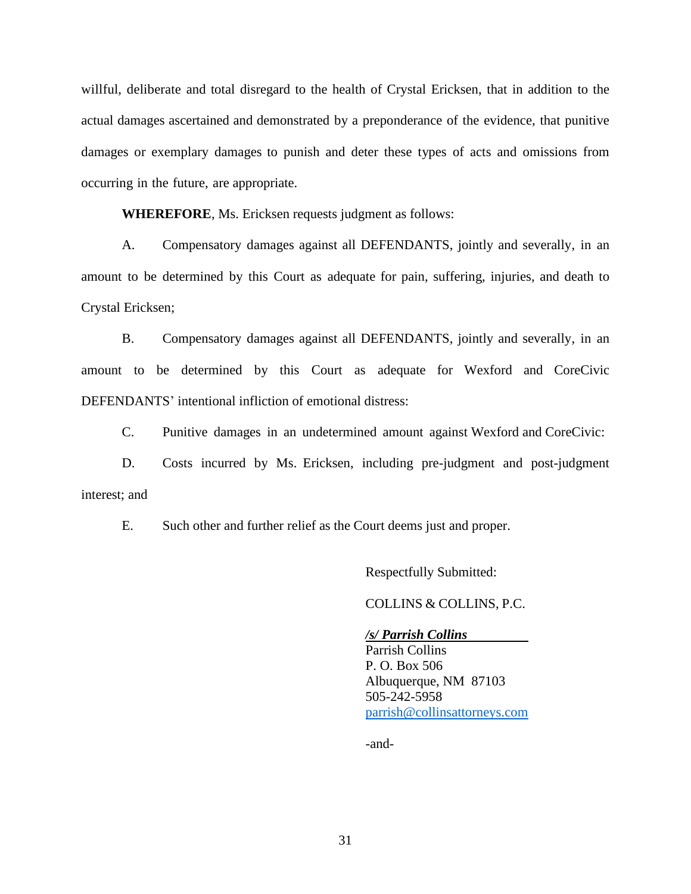willful, deliberate and total disregard to the health of Crystal Ericksen, that in addition to the actual damages ascertained and demonstrated by a preponderance of the evidence, that punitive damages or exemplary damages to punish and deter these types of acts and omissions from occurring in the future, are appropriate.

**WHEREFORE**, Ms. Ericksen requests judgment as follows:

A. Compensatory damages against all DEFENDANTS, jointly and severally, in an amount to be determined by this Court as adequate for pain, suffering, injuries, and death to Crystal Ericksen;

B. Compensatory damages against all DEFENDANTS, jointly and severally, in an amount to be determined by this Court as adequate for Wexford and CoreCivic DEFENDANTS' intentional infliction of emotional distress:

C. Punitive damages in an undetermined amount against Wexford and CoreCivic:

D. Costs incurred by Ms. Ericksen, including pre-judgment and post-judgment interest; and

E. Such other and further relief as the Court deems just and proper.

Respectfully Submitted:

COLLINS & COLLINS, P.C.

***/s/ Parrish Collins***
Parrish Collins
P. O. Box 506
Albuquerque, NM 87103
505-242-5958
parrish@collinsattorneys.com

-and-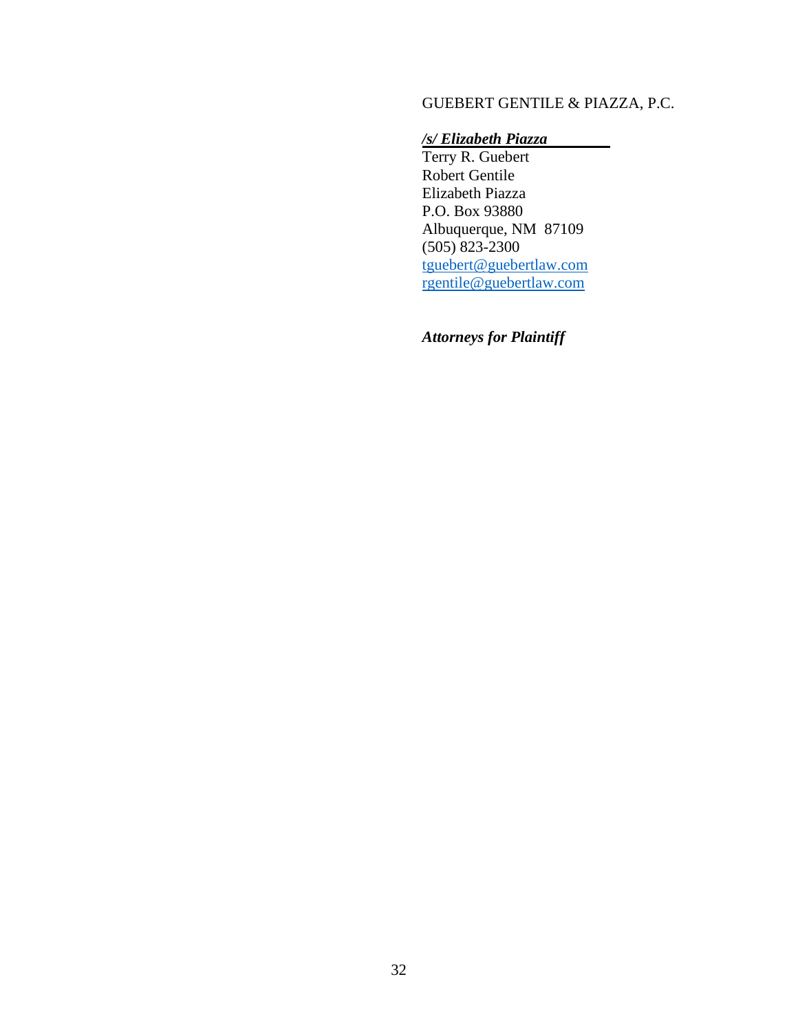GUEBERT GENTILE & PIAZZA, P.C.

***/s/ Elizabeth Piazza***
Terry R. Guebert
Robert Gentile
Elizabeth Piazza
P.O. Box 93880
Albuquerque, NM 87109
(505) 823-2300
tguebert@guebertlaw.com
rgentile@guebertlaw.com

***Attorneys for Plaintiff***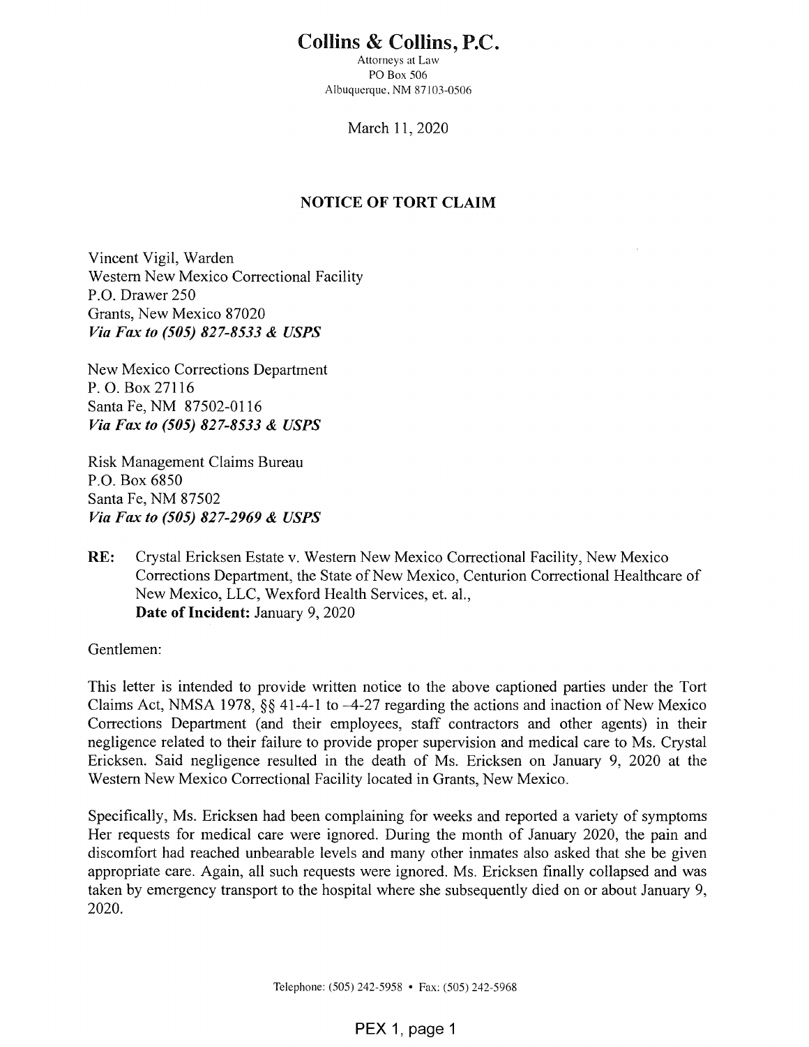# Collins & Collins, P.C.

Attorneys at Law
PO Box 506
Albuquerque, NM 87103-0506

March 11, 2020

## NOTICE OF TORT CLAIM

Vincent Vigil, Warden
Western New Mexico Correctional Facility
P.O. Drawer 250
Grants, New Mexico 87020
***Via Fax to (505) 827-8533 & USPS***

New Mexico Corrections Department
P. O. Box 27116
Santa Fe, NM 87502-0116
***Via Fax to (505) 827-8533 & USPS***

Risk Management Claims Bureau
P.O. Box 6850
Santa Fe, NM 87502
***Via Fax to (505) 827-2969 & USPS***

**RE:** Crystal Ericksen Estate v. Western New Mexico Correctional Facility, New Mexico Corrections Department, the State of New Mexico, Centurion Correctional Healthcare of New Mexico, LLC, Wexford Health Services, et. al.,
**Date of Incident:** January 9, 2020

Gentlemen:

This letter is intended to provide written notice to the above captioned parties under the Tort Claims Act, NMSA 1978, §§ 41-4-1 to –4-27 regarding the actions and inaction of New Mexico Corrections Department (and their employees, staff contractors and other agents) in their negligence related to their failure to provide proper supervision and medical care to Ms. Crystal Ericksen. Said negligence resulted in the death of Ms. Ericksen on January 9, 2020 at the Western New Mexico Correctional Facility located in Grants, New Mexico.

Specifically, Ms. Ericksen had been complaining for weeks and reported a variety of symptoms Her requests for medical care were ignored. During the month of January 2020, the pain and discomfort had reached unbearable levels and many other inmates also asked that she be given appropriate care. Again, all such requests were ignored. Ms. Ericksen finally collapsed and was taken by emergency transport to the hospital where she subsequently died on or about January 9, 2020.

Telephone: (505) 242-5958 • Fax: (505) 242-5968

PEX 1, page 1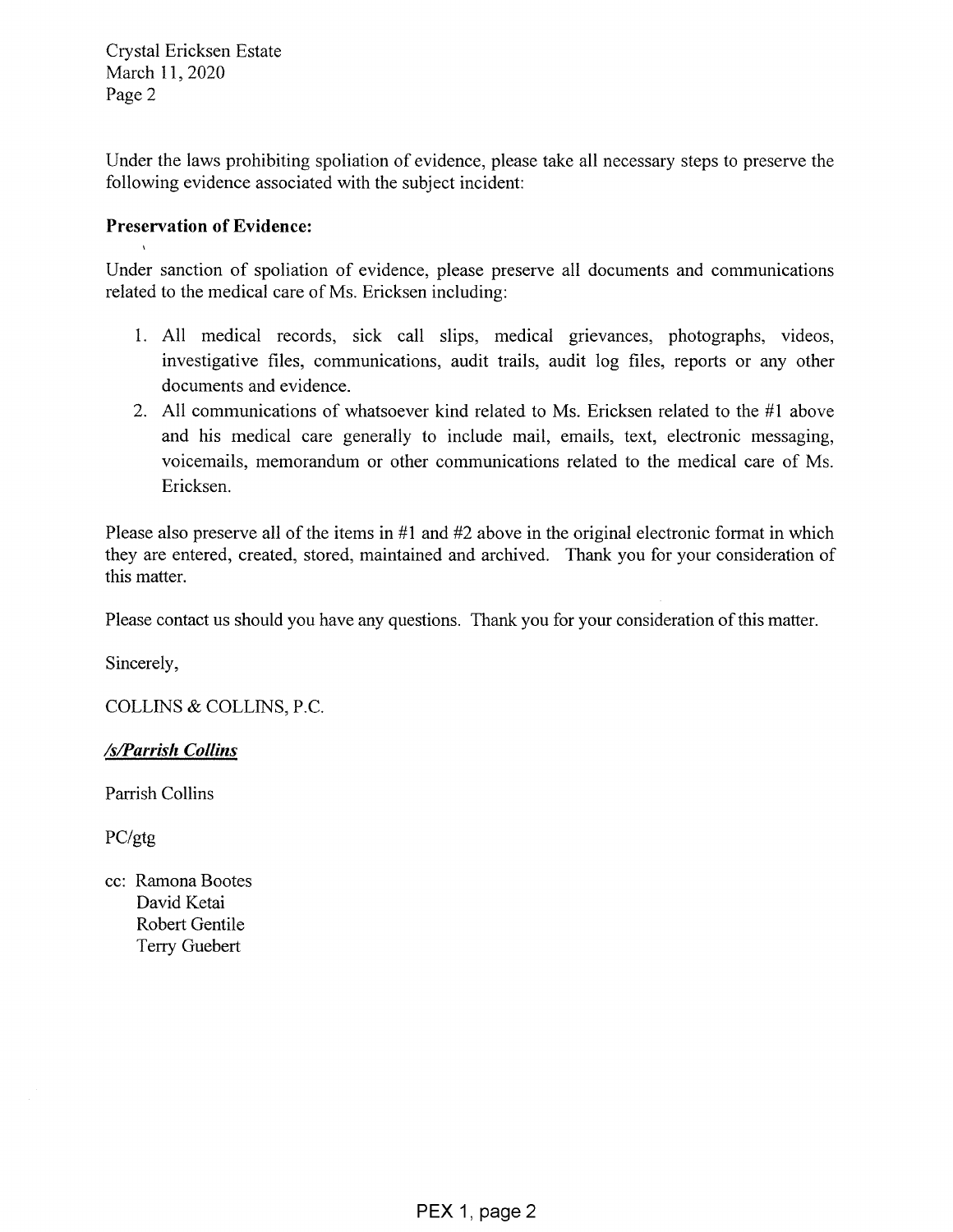Under the laws prohibiting spoliation of evidence, please take all necessary steps to preserve the following evidence associated with the subject incident:

**Preservation of Evidence:**

Under sanction of spoliation of evidence, please preserve all documents and communications related to the medical care of Ms. Ericksen including:

1. All medical records, sick call slips, medical grievances, photographs, videos, investigative files, communications, audit trails, audit log files, reports or any other documents and evidence.
2. All communications of whatsoever kind related to Ms. Ericksen related to the #1 above and his medical care generally to include mail, emails, text, electronic messaging, voicemails, memorandum or other communications related to the medical care of Ms. Ericksen.

Please also preserve all of the items in #1 and #2 above in the original electronic format in which they are entered, created, stored, maintained and archived. Thank you for your consideration of this matter.

Please contact us should you have any questions. Thank you for your consideration of this matter.

Sincerely,

COLLINS & COLLINS, P.C.

***/s/Parrish Collins***

Parrish Collins

PC/gtg

cc: Ramona Bootes
David Ketai
Robert Gentile
Terry Guebert

PEX 1, page 2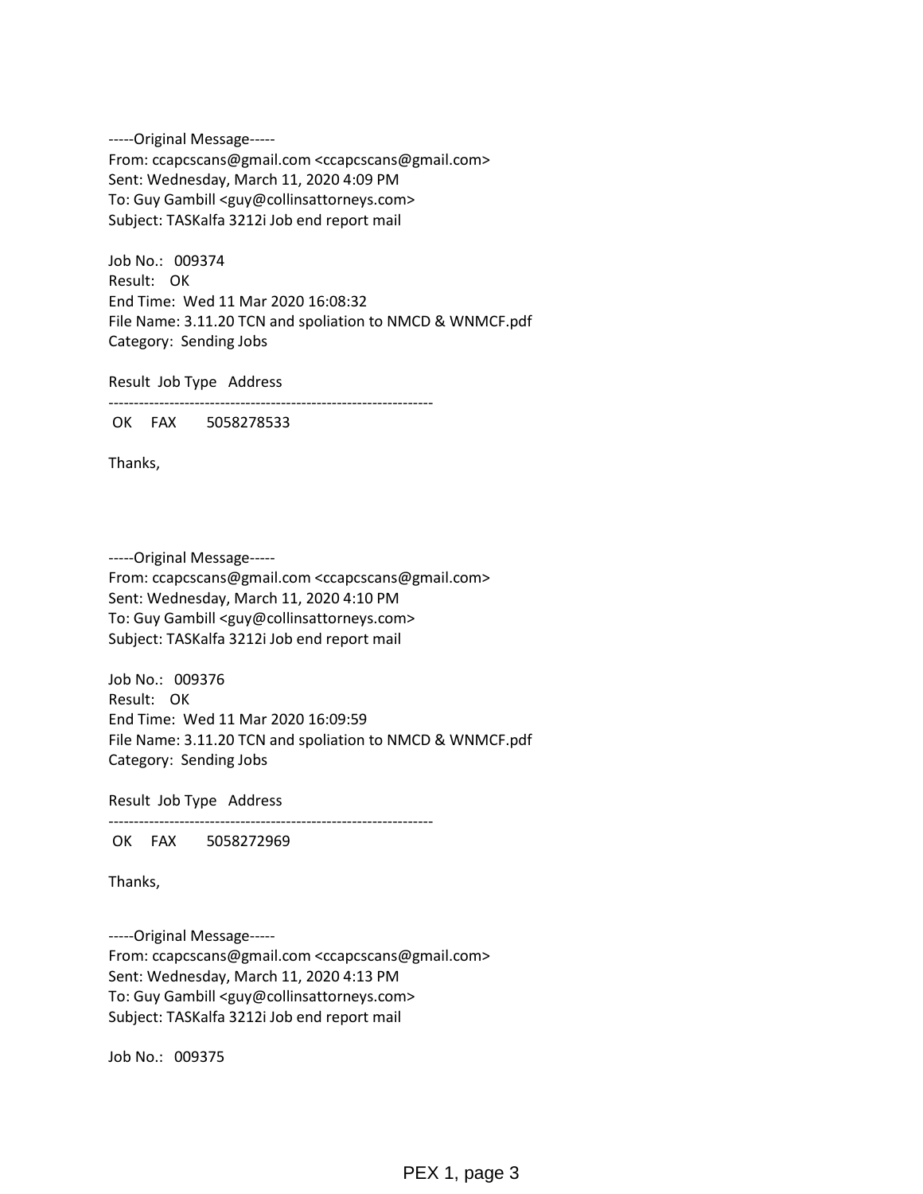-----Original Message-----
From: ccapcscans@gmail.com <ccapcscans@gmail.com>
Sent: Wednesday, March 11, 2020 4:09 PM
To: Guy Gambill <guy@collinsattorneys.com>
Subject: TASKalfa 3212i Job end report mail

Job No.: 009374
Result: OK
End Time: Wed 11 Mar 2020 16:08:32
File Name: 3.11.20 TCN and spoliation to NMCD & WNMCF.pdf
Category: Sending Jobs

```
Result  Job Type   Address
---------------------------------------------------------------
 OK     FAX        5058278533
```

Thanks,

-----Original Message-----
From: ccapcscans@gmail.com <ccapcscans@gmail.com>
Sent: Wednesday, March 11, 2020 4:10 PM
To: Guy Gambill <guy@collinsattorneys.com>
Subject: TASKalfa 3212i Job end report mail

Job No.: 009376
Result: OK
End Time: Wed 11 Mar 2020 16:09:59
File Name: 3.11.20 TCN and spoliation to NMCD & WNMCF.pdf
Category: Sending Jobs

```
Result  Job Type   Address
---------------------------------------------------------------
 OK     FAX        5058272969
```

Thanks,

-----Original Message-----
From: ccapcscans@gmail.com <ccapcscans@gmail.com>
Sent: Wednesday, March 11, 2020 4:13 PM
To: Guy Gambill <guy@collinsattorneys.com>
Subject: TASKalfa 3212i Job end report mail

Job No.: 009375

PEX 1, page 3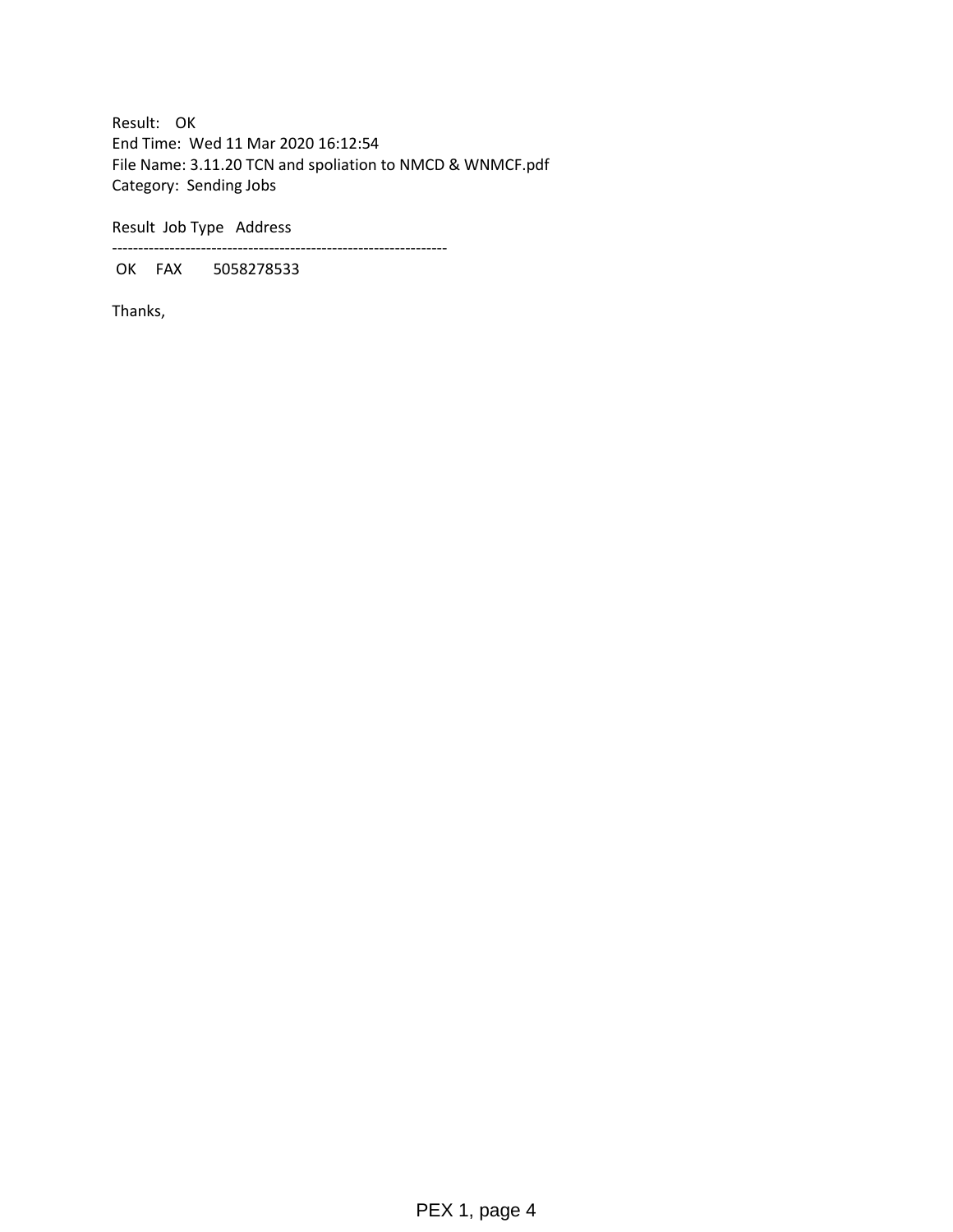Result: OK
End Time: Wed 11 Mar 2020 16:12:54
File Name: 3.11.20 TCN and spoliation to NMCD & WNMCF.pdf
Category: Sending Jobs

Result Job Type Address

---------------------------------------------------------------

OK FAX 5058278533

Thanks,

PEX 1, page 4